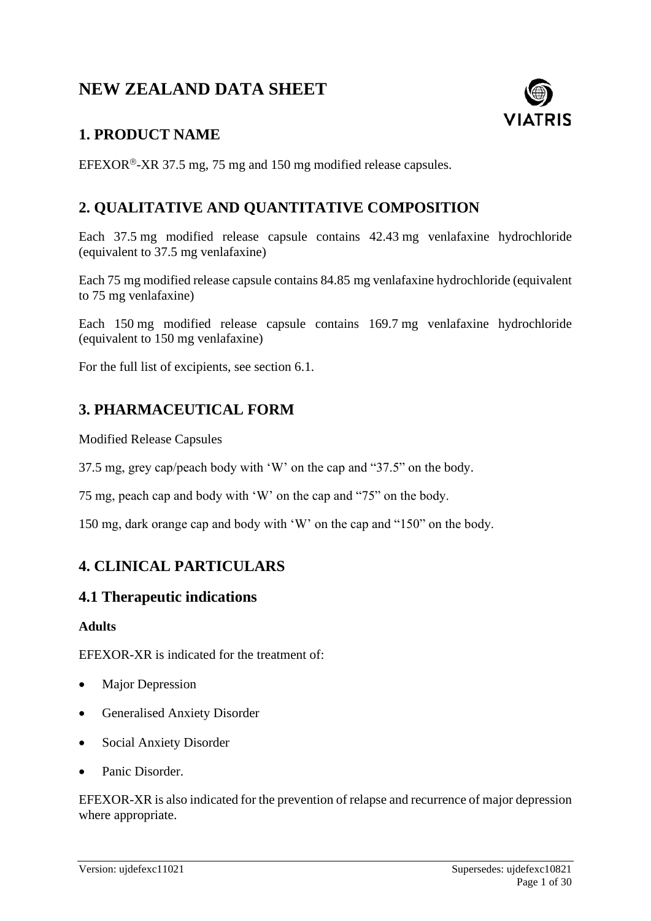# NEW ZEALAND DATA SHEET

## 1. PRODUCT NAME

EFEXOR®-XR 37.5 mg, 75 mg and 150 mg modified release capsules.

## 2. QUALITATIVE AND QUANTITATIVE COMPOSITION

Each 37.5 mg modified release capsule contains 42.43 mg venlafaxine hydrochloride (equivalent to 37.5 mg venlafaxine)

Each 75 mg modified release capsule contains 84.85 mg venlafaxine hydrochloride (equivalent to 75 mg venlafaxine)

Each 150 mg modified release capsule contains 169.7 mg venlafaxine hydrochloride (equivalent to 150 mg venlafaxine)

For the full list of excipients, see section 6.1.

## 3. PHARMACEUTICAL FORM

Modified Release Capsules

37.5 mg, grey cap/peach body with 'W' on the cap and "37.5" on the body.

75 mg, peach cap and body with 'W' on the cap and "75" on the body.

150 mg, dark orange cap and body with 'W' on the cap and "150" on the body.

## 4. CLINICAL PARTICULARS

### 4.1 Therapeutic indications

**Adults**

EFEXOR-XR is indicated for the treatment of:

- Major Depression
- Generalised Anxiety Disorder
- Social Anxiety Disorder
- Panic Disorder.

EFEXOR-XR is also indicated for the prevention of relapse and recurrence of major depression where appropriate.

Version: ujdefexc11021 Supersedes: ujdefexc10821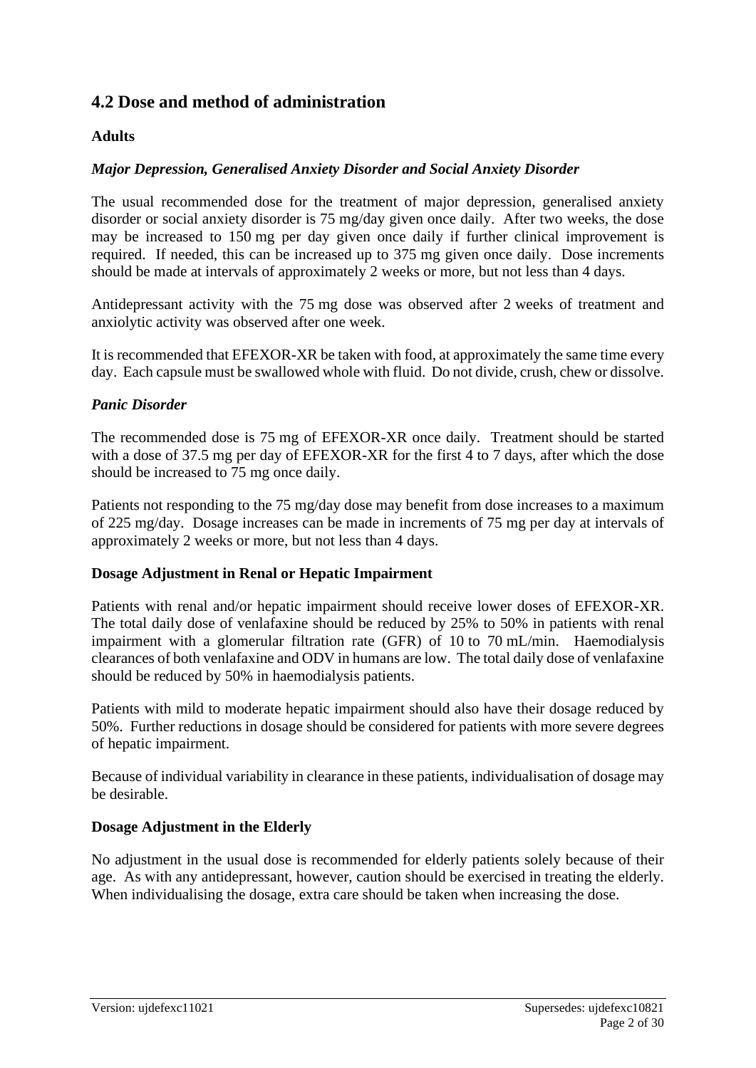## 4.2 Dose and method of administration

### Adults

#### *Major Depression, Generalised Anxiety Disorder and Social Anxiety Disorder*

The usual recommended dose for the treatment of major depression, generalised anxiety disorder or social anxiety disorder is 75 mg/day given once daily. After two weeks, the dose may be increased to 150 mg per day given once daily if further clinical improvement is required. If needed, this can be increased up to 375 mg given once daily. Dose increments should be made at intervals of approximately 2 weeks or more, but not less than 4 days.

Antidepressant activity with the 75 mg dose was observed after 2 weeks of treatment and anxiolytic activity was observed after one week.

It is recommended that EFEXOR-XR be taken with food, at approximately the same time every day. Each capsule must be swallowed whole with fluid. Do not divide, crush, chew or dissolve.

#### *Panic Disorder*

The recommended dose is 75 mg of EFEXOR-XR once daily. Treatment should be started with a dose of 37.5 mg per day of EFEXOR-XR for the first 4 to 7 days, after which the dose should be increased to 75 mg once daily.

Patients not responding to the 75 mg/day dose may benefit from dose increases to a maximum of 225 mg/day. Dosage increases can be made in increments of 75 mg per day at intervals of approximately 2 weeks or more, but not less than 4 days.

### Dosage Adjustment in Renal or Hepatic Impairment

Patients with renal and/or hepatic impairment should receive lower doses of EFEXOR-XR. The total daily dose of venlafaxine should be reduced by 25% to 50% in patients with renal impairment with a glomerular filtration rate (GFR) of 10 to 70 mL/min. Haemodialysis clearances of both venlafaxine and ODV in humans are low. The total daily dose of venlafaxine should be reduced by 50% in haemodialysis patients.

Patients with mild to moderate hepatic impairment should also have their dosage reduced by 50%. Further reductions in dosage should be considered for patients with more severe degrees of hepatic impairment.

Because of individual variability in clearance in these patients, individualisation of dosage may be desirable.

### Dosage Adjustment in the Elderly

No adjustment in the usual dose is recommended for elderly patients solely because of their age. As with any antidepressant, however, caution should be exercised in treating the elderly. When individualising the dosage, extra care should be taken when increasing the dose.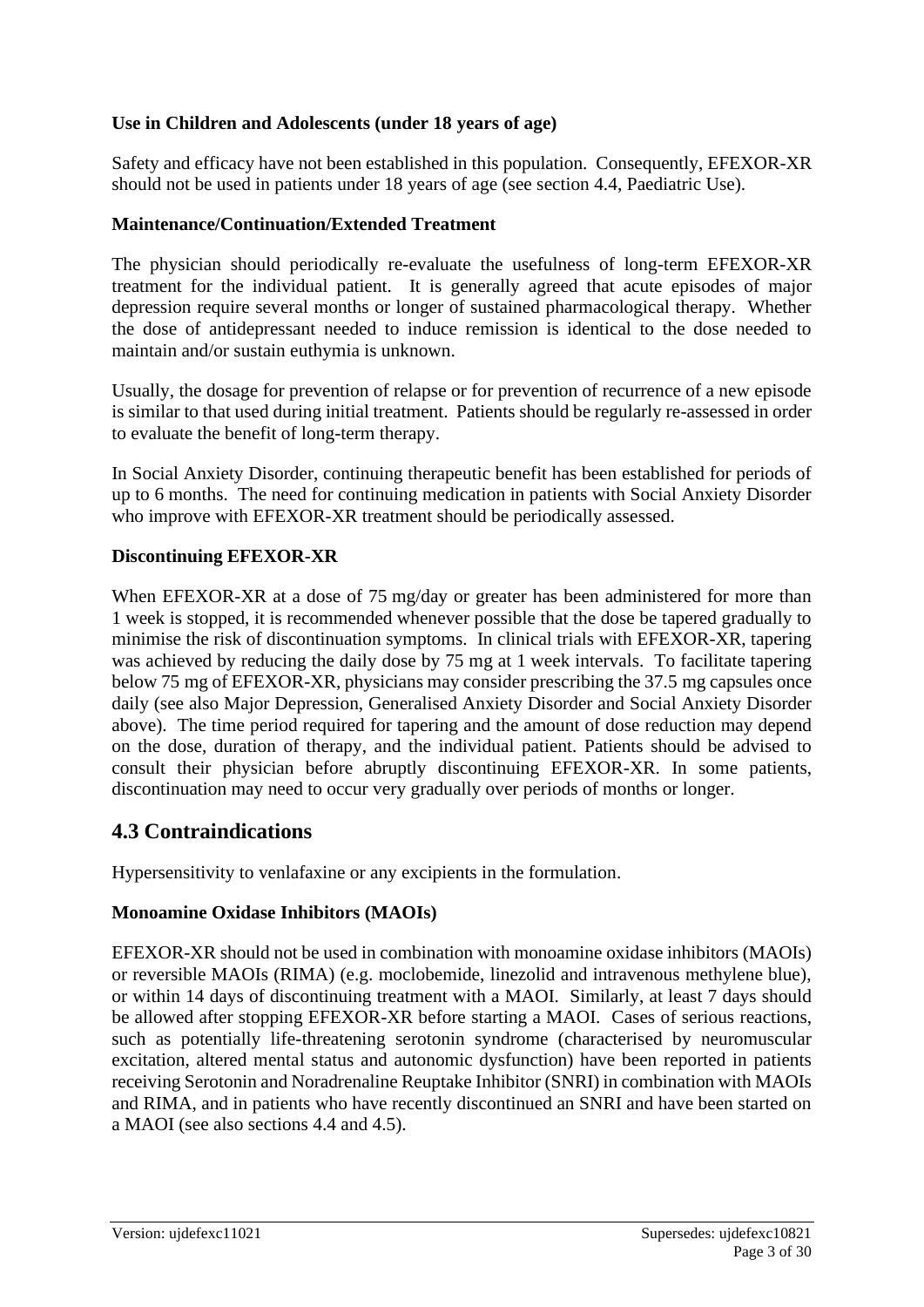**Use in Children and Adolescents (under 18 years of age)**

Safety and efficacy have not been established in this population. Consequently, EFEXOR-XR should not be used in patients under 18 years of age (see section 4.4, Paediatric Use).

**Maintenance/Continuation/Extended Treatment**

The physician should periodically re-evaluate the usefulness of long-term EFEXOR-XR treatment for the individual patient. It is generally agreed that acute episodes of major depression require several months or longer of sustained pharmacological therapy. Whether the dose of antidepressant needed to induce remission is identical to the dose needed to maintain and/or sustain euthymia is unknown.

Usually, the dosage for prevention of relapse or for prevention of recurrence of a new episode is similar to that used during initial treatment. Patients should be regularly re-assessed in order to evaluate the benefit of long-term therapy.

In Social Anxiety Disorder, continuing therapeutic benefit has been established for periods of up to 6 months. The need for continuing medication in patients with Social Anxiety Disorder who improve with EFEXOR-XR treatment should be periodically assessed.

**Discontinuing EFEXOR-XR**

When EFEXOR-XR at a dose of 75 mg/day or greater has been administered for more than 1 week is stopped, it is recommended whenever possible that the dose be tapered gradually to minimise the risk of discontinuation symptoms. In clinical trials with EFEXOR-XR, tapering was achieved by reducing the daily dose by 75 mg at 1 week intervals. To facilitate tapering below 75 mg of EFEXOR-XR, physicians may consider prescribing the 37.5 mg capsules once daily (see also Major Depression, Generalised Anxiety Disorder and Social Anxiety Disorder above). The time period required for tapering and the amount of dose reduction may depend on the dose, duration of therapy, and the individual patient. Patients should be advised to consult their physician before abruptly discontinuing EFEXOR-XR. In some patients, discontinuation may need to occur very gradually over periods of months or longer.

## 4.3 Contraindications

Hypersensitivity to venlafaxine or any excipients in the formulation.

**Monoamine Oxidase Inhibitors (MAOIs)**

EFEXOR-XR should not be used in combination with monoamine oxidase inhibitors (MAOIs) or reversible MAOIs (RIMA) (e.g. moclobemide, linezolid and intravenous methylene blue), or within 14 days of discontinuing treatment with a MAOI. Similarly, at least 7 days should be allowed after stopping EFEXOR-XR before starting a MAOI. Cases of serious reactions, such as potentially life-threatening serotonin syndrome (characterised by neuromuscular excitation, altered mental status and autonomic dysfunction) have been reported in patients receiving Serotonin and Noradrenaline Reuptake Inhibitor (SNRI) in combination with MAOIs and RIMA, and in patients who have recently discontinued an SNRI and have been started on a MAOI (see also sections 4.4 and 4.5).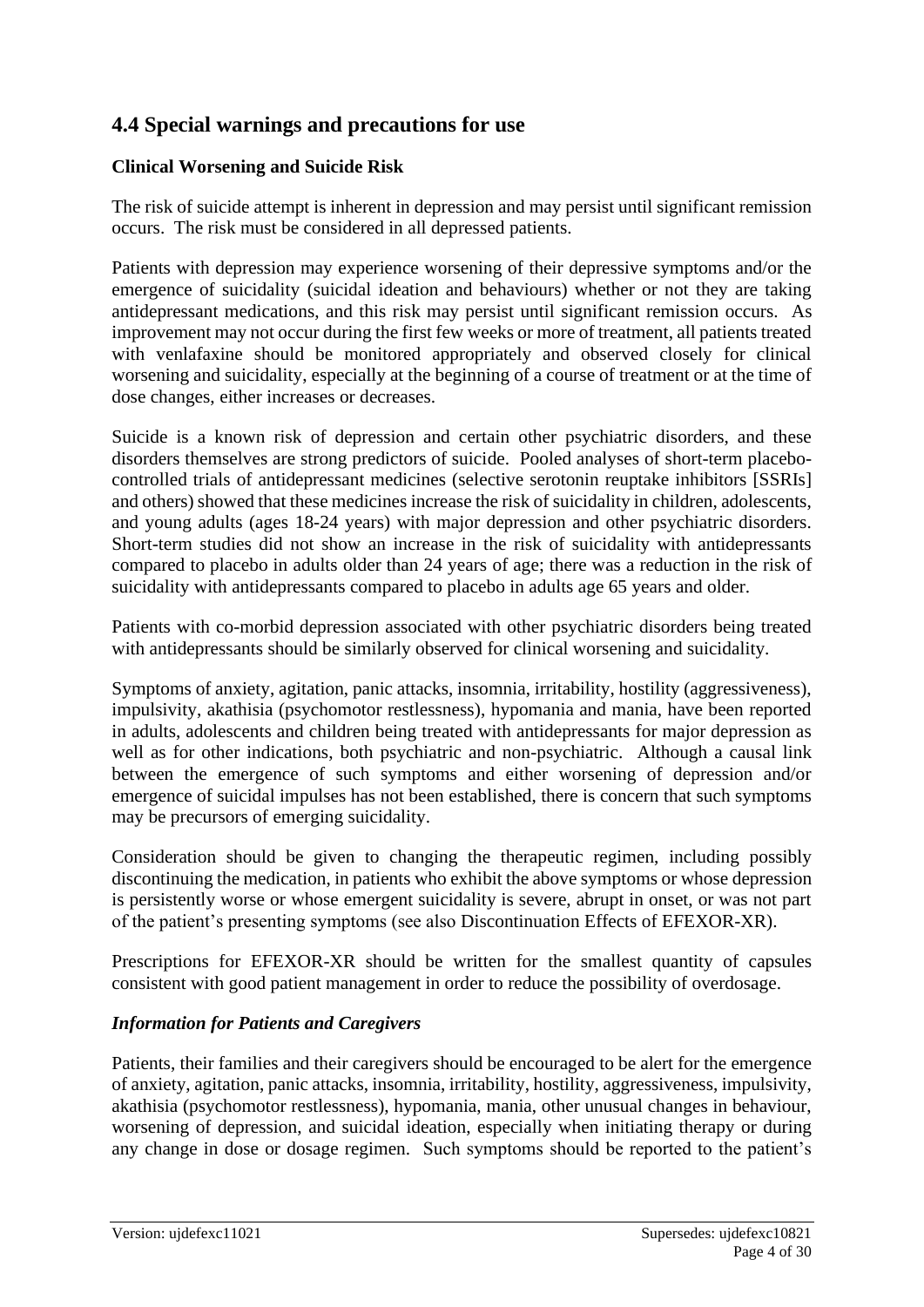## 4.4 Special warnings and precautions for use

### Clinical Worsening and Suicide Risk

The risk of suicide attempt is inherent in depression and may persist until significant remission occurs. The risk must be considered in all depressed patients.

Patients with depression may experience worsening of their depressive symptoms and/or the emergence of suicidality (suicidal ideation and behaviours) whether or not they are taking antidepressant medications, and this risk may persist until significant remission occurs. As improvement may not occur during the first few weeks or more of treatment, all patients treated with venlafaxine should be monitored appropriately and observed closely for clinical worsening and suicidality, especially at the beginning of a course of treatment or at the time of dose changes, either increases or decreases.

Suicide is a known risk of depression and certain other psychiatric disorders, and these disorders themselves are strong predictors of suicide. Pooled analyses of short-term placebo-controlled trials of antidepressant medicines (selective serotonin reuptake inhibitors [SSRIs] and others) showed that these medicines increase the risk of suicidality in children, adolescents, and young adults (ages 18-24 years) with major depression and other psychiatric disorders. Short-term studies did not show an increase in the risk of suicidality with antidepressants compared to placebo in adults older than 24 years of age; there was a reduction in the risk of suicidality with antidepressants compared to placebo in adults age 65 years and older.

Patients with co-morbid depression associated with other psychiatric disorders being treated with antidepressants should be similarly observed for clinical worsening and suicidality.

Symptoms of anxiety, agitation, panic attacks, insomnia, irritability, hostility (aggressiveness), impulsivity, akathisia (psychomotor restlessness), hypomania and mania, have been reported in adults, adolescents and children being treated with antidepressants for major depression as well as for other indications, both psychiatric and non-psychiatric. Although a causal link between the emergence of such symptoms and either worsening of depression and/or emergence of suicidal impulses has not been established, there is concern that such symptoms may be precursors of emerging suicidality.

Consideration should be given to changing the therapeutic regimen, including possibly discontinuing the medication, in patients who exhibit the above symptoms or whose depression is persistently worse or whose emergent suicidality is severe, abrupt in onset, or was not part of the patient's presenting symptoms (see also Discontinuation Effects of EFEXOR-XR).

Prescriptions for EFEXOR-XR should be written for the smallest quantity of capsules consistent with good patient management in order to reduce the possibility of overdosage.

#### *Information for Patients and Caregivers*

Patients, their families and their caregivers should be encouraged to be alert for the emergence of anxiety, agitation, panic attacks, insomnia, irritability, hostility, aggressiveness, impulsivity, akathisia (psychomotor restlessness), hypomania, mania, other unusual changes in behaviour, worsening of depression, and suicidal ideation, especially when initiating therapy or during any change in dose or dosage regimen. Such symptoms should be reported to the patient's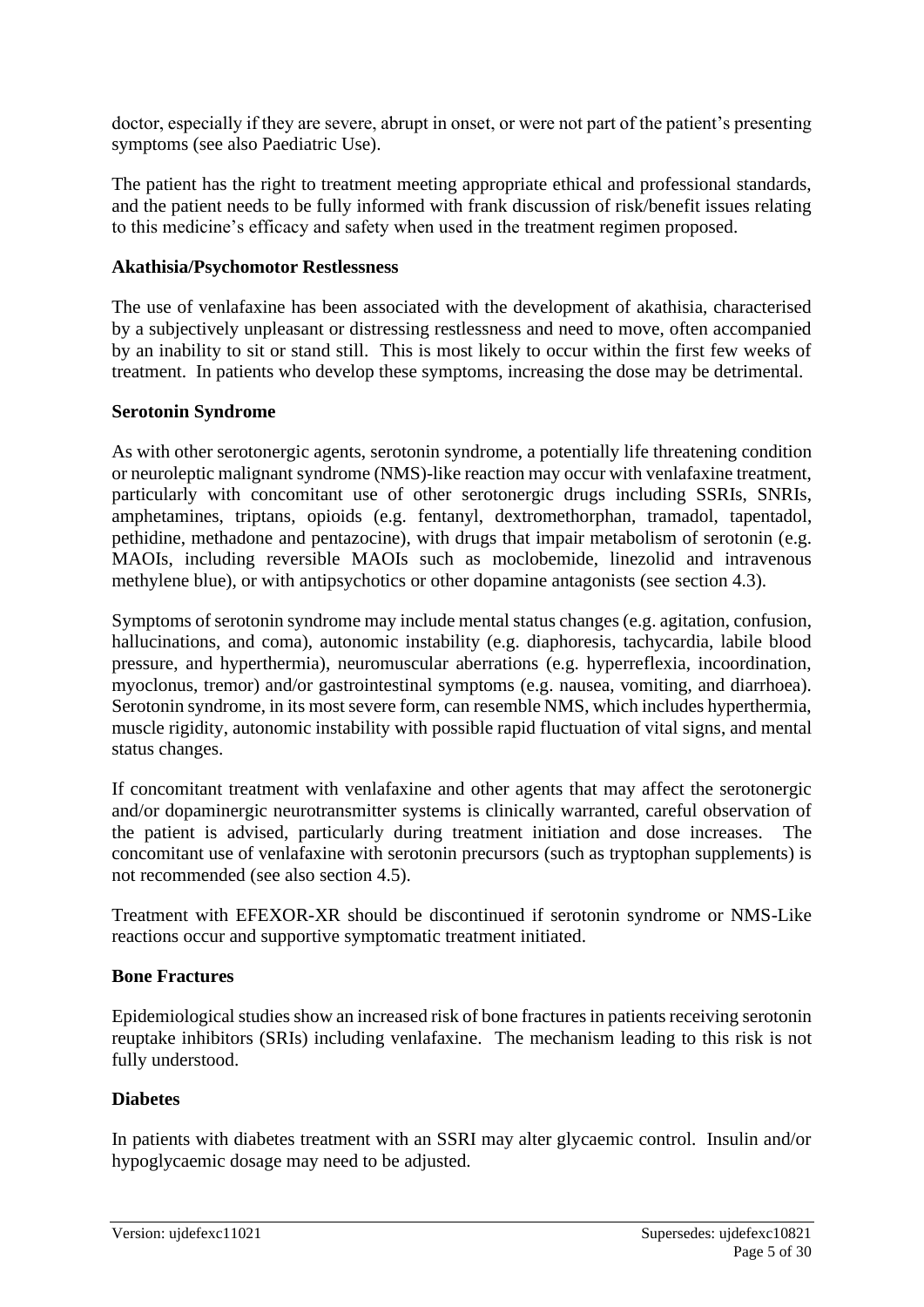doctor, especially if they are severe, abrupt in onset, or were not part of the patient's presenting symptoms (see also Paediatric Use).

The patient has the right to treatment meeting appropriate ethical and professional standards, and the patient needs to be fully informed with frank discussion of risk/benefit issues relating to this medicine's efficacy and safety when used in the treatment regimen proposed.

**Akathisia/Psychomotor Restlessness**

The use of venlafaxine has been associated with the development of akathisia, characterised by a subjectively unpleasant or distressing restlessness and need to move, often accompanied by an inability to sit or stand still. This is most likely to occur within the first few weeks of treatment. In patients who develop these symptoms, increasing the dose may be detrimental.

**Serotonin Syndrome**

As with other serotonergic agents, serotonin syndrome, a potentially life threatening condition or neuroleptic malignant syndrome (NMS)-like reaction may occur with venlafaxine treatment, particularly with concomitant use of other serotonergic drugs including SSRIs, SNRIs, amphetamines, triptans, opioids (e.g. fentanyl, dextromethorphan, tramadol, tapentadol, pethidine, methadone and pentazocine), with drugs that impair metabolism of serotonin (e.g. MAOIs, including reversible MAOIs such as moclobemide, linezolid and intravenous methylene blue), or with antipsychotics or other dopamine antagonists (see section 4.3).

Symptoms of serotonin syndrome may include mental status changes (e.g. agitation, confusion, hallucinations, and coma), autonomic instability (e.g. diaphoresis, tachycardia, labile blood pressure, and hyperthermia), neuromuscular aberrations (e.g. hyperreflexia, incoordination, myoclonus, tremor) and/or gastrointestinal symptoms (e.g. nausea, vomiting, and diarrhoea). Serotonin syndrome, in its most severe form, can resemble NMS, which includes hyperthermia, muscle rigidity, autonomic instability with possible rapid fluctuation of vital signs, and mental status changes.

If concomitant treatment with venlafaxine and other agents that may affect the serotonergic and/or dopaminergic neurotransmitter systems is clinically warranted, careful observation of the patient is advised, particularly during treatment initiation and dose increases. The concomitant use of venlafaxine with serotonin precursors (such as tryptophan supplements) is not recommended (see also section 4.5).

Treatment with EFEXOR-XR should be discontinued if serotonin syndrome or NMS-Like reactions occur and supportive symptomatic treatment initiated.

**Bone Fractures**

Epidemiological studies show an increased risk of bone fractures in patients receiving serotonin reuptake inhibitors (SRIs) including venlafaxine. The mechanism leading to this risk is not fully understood.

**Diabetes**

In patients with diabetes treatment with an SSRI may alter glycaemic control. Insulin and/or hypoglycaemic dosage may need to be adjusted.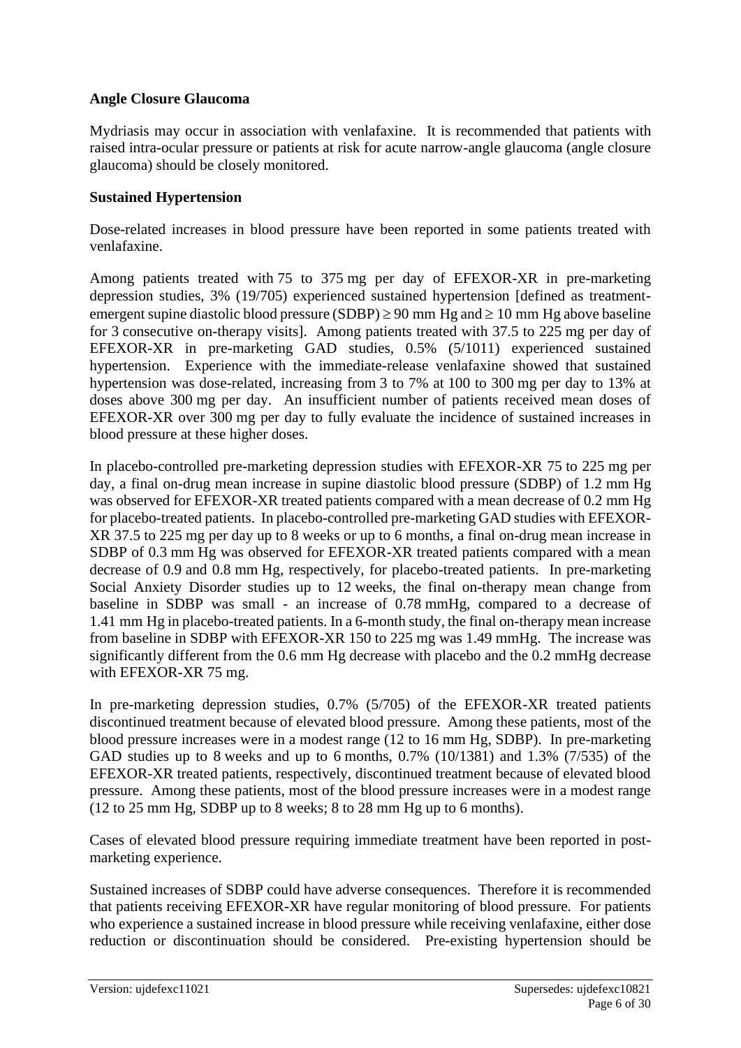**Angle Closure Glaucoma**

Mydriasis may occur in association with venlafaxine. It is recommended that patients with raised intra-ocular pressure or patients at risk for acute narrow-angle glaucoma (angle closure glaucoma) should be closely monitored.

**Sustained Hypertension**

Dose-related increases in blood pressure have been reported in some patients treated with venlafaxine.

Among patients treated with 75 to 375 mg per day of EFEXOR-XR in pre-marketing depression studies, 3% (19/705) experienced sustained hypertension [defined as treatment-emergent supine diastolic blood pressure (SDBP) ≥ 90 mm Hg and ≥ 10 mm Hg above baseline for 3 consecutive on-therapy visits]. Among patients treated with 37.5 to 225 mg per day of EFEXOR-XR in pre-marketing GAD studies, 0.5% (5/1011) experienced sustained hypertension. Experience with the immediate-release venlafaxine showed that sustained hypertension was dose-related, increasing from 3 to 7% at 100 to 300 mg per day to 13% at doses above 300 mg per day. An insufficient number of patients received mean doses of EFEXOR-XR over 300 mg per day to fully evaluate the incidence of sustained increases in blood pressure at these higher doses.

In placebo-controlled pre-marketing depression studies with EFEXOR-XR 75 to 225 mg per day, a final on-drug mean increase in supine diastolic blood pressure (SDBP) of 1.2 mm Hg was observed for EFEXOR-XR treated patients compared with a mean decrease of 0.2 mm Hg for placebo-treated patients. In placebo-controlled pre-marketing GAD studies with EFEXOR-XR 37.5 to 225 mg per day up to 8 weeks or up to 6 months, a final on-drug mean increase in SDBP of 0.3 mm Hg was observed for EFEXOR-XR treated patients compared with a mean decrease of 0.9 and 0.8 mm Hg, respectively, for placebo-treated patients. In pre-marketing Social Anxiety Disorder studies up to 12 weeks, the final on-therapy mean change from baseline in SDBP was small - an increase of 0.78 mmHg, compared to a decrease of 1.41 mm Hg in placebo-treated patients. In a 6-month study, the final on-therapy mean increase from baseline in SDBP with EFEXOR-XR 150 to 225 mg was 1.49 mmHg. The increase was significantly different from the 0.6 mm Hg decrease with placebo and the 0.2 mmHg decrease with EFEXOR-XR 75 mg.

In pre-marketing depression studies, 0.7% (5/705) of the EFEXOR-XR treated patients discontinued treatment because of elevated blood pressure. Among these patients, most of the blood pressure increases were in a modest range (12 to 16 mm Hg, SDBP). In pre-marketing GAD studies up to 8 weeks and up to 6 months, 0.7% (10/1381) and 1.3% (7/535) of the EFEXOR-XR treated patients, respectively, discontinued treatment because of elevated blood pressure. Among these patients, most of the blood pressure increases were in a modest range (12 to 25 mm Hg, SDBP up to 8 weeks; 8 to 28 mm Hg up to 6 months).

Cases of elevated blood pressure requiring immediate treatment have been reported in post-marketing experience.

Sustained increases of SDBP could have adverse consequences. Therefore it is recommended that patients receiving EFEXOR-XR have regular monitoring of blood pressure. For patients who experience a sustained increase in blood pressure while receiving venlafaxine, either dose reduction or discontinuation should be considered. Pre-existing hypertension should be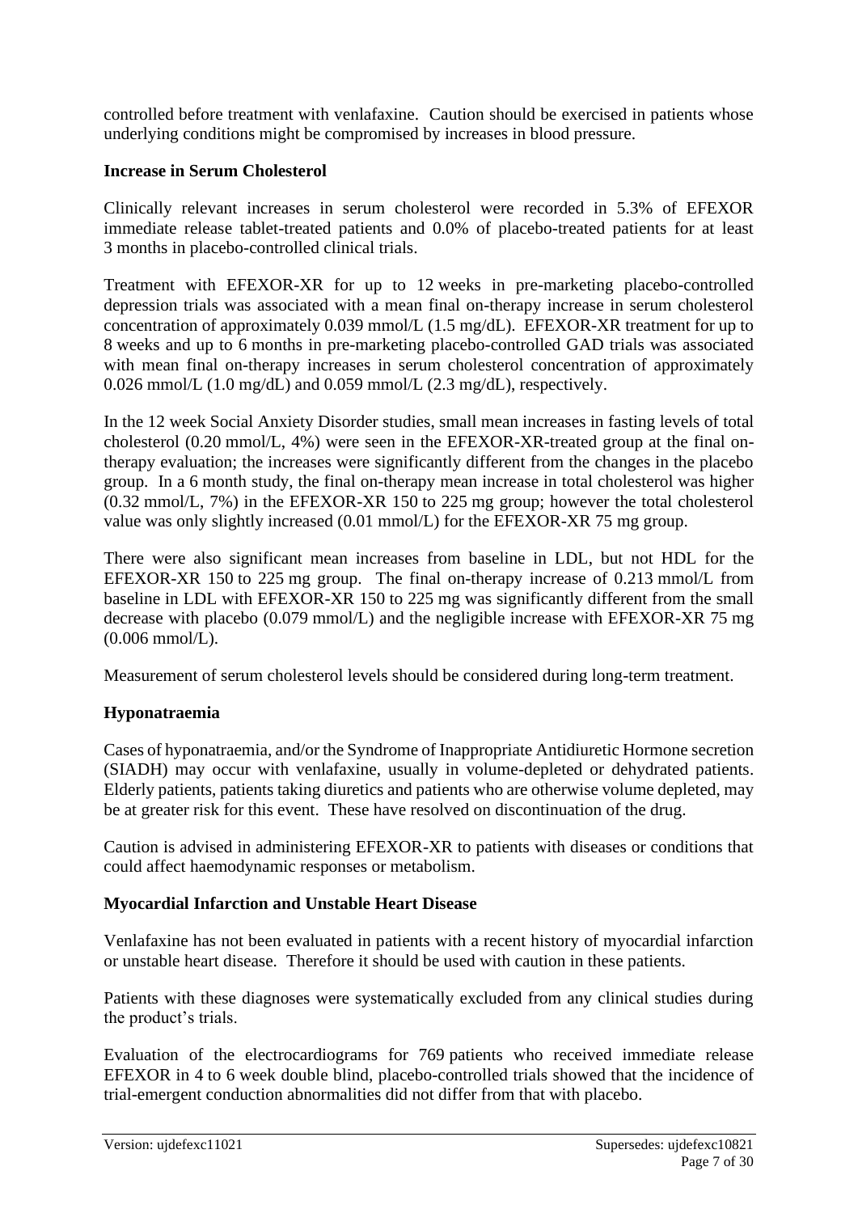controlled before treatment with venlafaxine. Caution should be exercised in patients whose underlying conditions might be compromised by increases in blood pressure.

**Increase in Serum Cholesterol**

Clinically relevant increases in serum cholesterol were recorded in 5.3% of EFEXOR immediate release tablet-treated patients and 0.0% of placebo-treated patients for at least 3 months in placebo-controlled clinical trials.

Treatment with EFEXOR-XR for up to 12 weeks in pre-marketing placebo-controlled depression trials was associated with a mean final on-therapy increase in serum cholesterol concentration of approximately 0.039 mmol/L (1.5 mg/dL). EFEXOR-XR treatment for up to 8 weeks and up to 6 months in pre-marketing placebo-controlled GAD trials was associated with mean final on-therapy increases in serum cholesterol concentration of approximately 0.026 mmol/L (1.0 mg/dL) and 0.059 mmol/L (2.3 mg/dL), respectively.

In the 12 week Social Anxiety Disorder studies, small mean increases in fasting levels of total cholesterol (0.20 mmol/L, 4%) were seen in the EFEXOR-XR-treated group at the final on-therapy evaluation; the increases were significantly different from the changes in the placebo group. In a 6 month study, the final on-therapy mean increase in total cholesterol was higher (0.32 mmol/L, 7%) in the EFEXOR-XR 150 to 225 mg group; however the total cholesterol value was only slightly increased (0.01 mmol/L) for the EFEXOR-XR 75 mg group.

There were also significant mean increases from baseline in LDL, but not HDL for the EFEXOR-XR 150 to 225 mg group. The final on-therapy increase of 0.213 mmol/L from baseline in LDL with EFEXOR-XR 150 to 225 mg was significantly different from the small decrease with placebo (0.079 mmol/L) and the negligible increase with EFEXOR-XR 75 mg (0.006 mmol/L).

Measurement of serum cholesterol levels should be considered during long-term treatment.

**Hyponatraemia**

Cases of hyponatraemia, and/or the Syndrome of Inappropriate Antidiuretic Hormone secretion (SIADH) may occur with venlafaxine, usually in volume-depleted or dehydrated patients. Elderly patients, patients taking diuretics and patients who are otherwise volume depleted, may be at greater risk for this event. These have resolved on discontinuation of the drug.

Caution is advised in administering EFEXOR-XR to patients with diseases or conditions that could affect haemodynamic responses or metabolism.

**Myocardial Infarction and Unstable Heart Disease**

Venlafaxine has not been evaluated in patients with a recent history of myocardial infarction or unstable heart disease. Therefore it should be used with caution in these patients.

Patients with these diagnoses were systematically excluded from any clinical studies during the product's trials.

Evaluation of the electrocardiograms for 769 patients who received immediate release EFEXOR in 4 to 6 week double blind, placebo-controlled trials showed that the incidence of trial-emergent conduction abnormalities did not differ from that with placebo.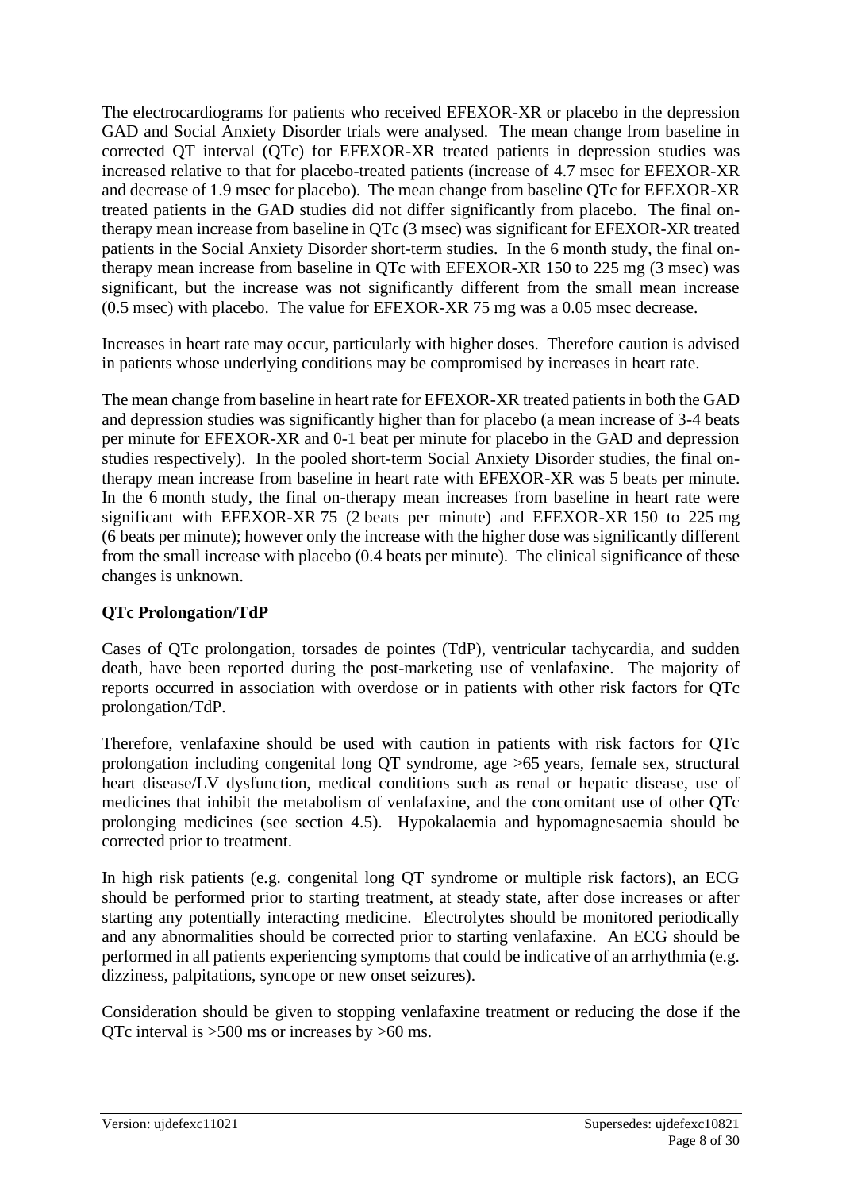The electrocardiograms for patients who received EFEXOR-XR or placebo in the depression GAD and Social Anxiety Disorder trials were analysed. The mean change from baseline in corrected QT interval (QTc) for EFEXOR-XR treated patients in depression studies was increased relative to that for placebo-treated patients (increase of 4.7 msec for EFEXOR-XR and decrease of 1.9 msec for placebo). The mean change from baseline QTc for EFEXOR-XR treated patients in the GAD studies did not differ significantly from placebo. The final on-therapy mean increase from baseline in QTc (3 msec) was significant for EFEXOR-XR treated patients in the Social Anxiety Disorder short-term studies. In the 6 month study, the final on-therapy mean increase from baseline in QTc with EFEXOR-XR 150 to 225 mg (3 msec) was significant, but the increase was not significantly different from the small mean increase (0.5 msec) with placebo. The value for EFEXOR-XR 75 mg was a 0.05 msec decrease.

Increases in heart rate may occur, particularly with higher doses. Therefore caution is advised in patients whose underlying conditions may be compromised by increases in heart rate.

The mean change from baseline in heart rate for EFEXOR-XR treated patients in both the GAD and depression studies was significantly higher than for placebo (a mean increase of 3-4 beats per minute for EFEXOR-XR and 0-1 beat per minute for placebo in the GAD and depression studies respectively). In the pooled short-term Social Anxiety Disorder studies, the final on-therapy mean increase from baseline in heart rate with EFEXOR-XR was 5 beats per minute. In the 6 month study, the final on-therapy mean increases from baseline in heart rate were significant with EFEXOR-XR 75 (2 beats per minute) and EFEXOR-XR 150 to 225 mg (6 beats per minute); however only the increase with the higher dose was significantly different from the small increase with placebo (0.4 beats per minute). The clinical significance of these changes is unknown.

**QTc Prolongation/TdP**

Cases of QTc prolongation, torsades de pointes (TdP), ventricular tachycardia, and sudden death, have been reported during the post-marketing use of venlafaxine. The majority of reports occurred in association with overdose or in patients with other risk factors for QTc prolongation/TdP.

Therefore, venlafaxine should be used with caution in patients with risk factors for QTc prolongation including congenital long QT syndrome, age >65 years, female sex, structural heart disease/LV dysfunction, medical conditions such as renal or hepatic disease, use of medicines that inhibit the metabolism of venlafaxine, and the concomitant use of other QTc prolonging medicines (see section 4.5). Hypokalaemia and hypomagnesaemia should be corrected prior to treatment.

In high risk patients (e.g. congenital long QT syndrome or multiple risk factors), an ECG should be performed prior to starting treatment, at steady state, after dose increases or after starting any potentially interacting medicine. Electrolytes should be monitored periodically and any abnormalities should be corrected prior to starting venlafaxine. An ECG should be performed in all patients experiencing symptoms that could be indicative of an arrhythmia (e.g. dizziness, palpitations, syncope or new onset seizures).

Consideration should be given to stopping venlafaxine treatment or reducing the dose if the QTc interval is >500 ms or increases by >60 ms.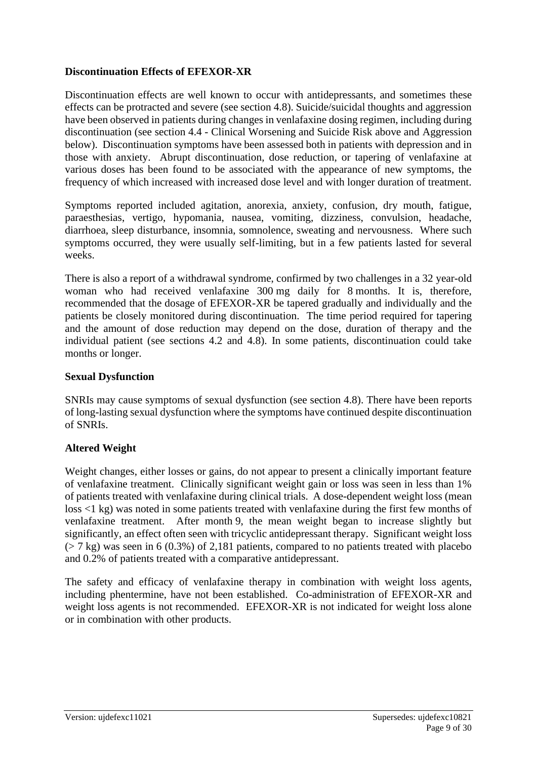**Discontinuation Effects of EFEXOR-XR**

Discontinuation effects are well known to occur with antidepressants, and sometimes these effects can be protracted and severe (see section 4.8). Suicide/suicidal thoughts and aggression have been observed in patients during changes in venlafaxine dosing regimen, including during discontinuation (see section 4.4 - Clinical Worsening and Suicide Risk above and Aggression below). Discontinuation symptoms have been assessed both in patients with depression and in those with anxiety. Abrupt discontinuation, dose reduction, or tapering of venlafaxine at various doses has been found to be associated with the appearance of new symptoms, the frequency of which increased with increased dose level and with longer duration of treatment.

Symptoms reported included agitation, anorexia, anxiety, confusion, dry mouth, fatigue, paraesthesias, vertigo, hypomania, nausea, vomiting, dizziness, convulsion, headache, diarrhoea, sleep disturbance, insomnia, somnolence, sweating and nervousness. Where such symptoms occurred, they were usually self-limiting, but in a few patients lasted for several weeks.

There is also a report of a withdrawal syndrome, confirmed by two challenges in a 32 year-old woman who had received venlafaxine 300 mg daily for 8 months. It is, therefore, recommended that the dosage of EFEXOR-XR be tapered gradually and individually and the patients be closely monitored during discontinuation. The time period required for tapering and the amount of dose reduction may depend on the dose, duration of therapy and the individual patient (see sections 4.2 and 4.8). In some patients, discontinuation could take months or longer.

**Sexual Dysfunction**

SNRIs may cause symptoms of sexual dysfunction (see section 4.8). There have been reports of long-lasting sexual dysfunction where the symptoms have continued despite discontinuation of SNRIs.

**Altered Weight**

Weight changes, either losses or gains, do not appear to present a clinically important feature of venlafaxine treatment. Clinically significant weight gain or loss was seen in less than 1% of patients treated with venlafaxine during clinical trials. A dose-dependent weight loss (mean loss <1 kg) was noted in some patients treated with venlafaxine during the first few months of venlafaxine treatment. After month 9, the mean weight began to increase slightly but significantly, an effect often seen with tricyclic antidepressant therapy. Significant weight loss (> 7 kg) was seen in 6 (0.3%) of 2,181 patients, compared to no patients treated with placebo and 0.2% of patients treated with a comparative antidepressant.

The safety and efficacy of venlafaxine therapy in combination with weight loss agents, including phentermine, have not been established. Co-administration of EFEXOR-XR and weight loss agents is not recommended. EFEXOR-XR is not indicated for weight loss alone or in combination with other products.

Version: ujdefexc11021 Supersedes: ujdefexc10821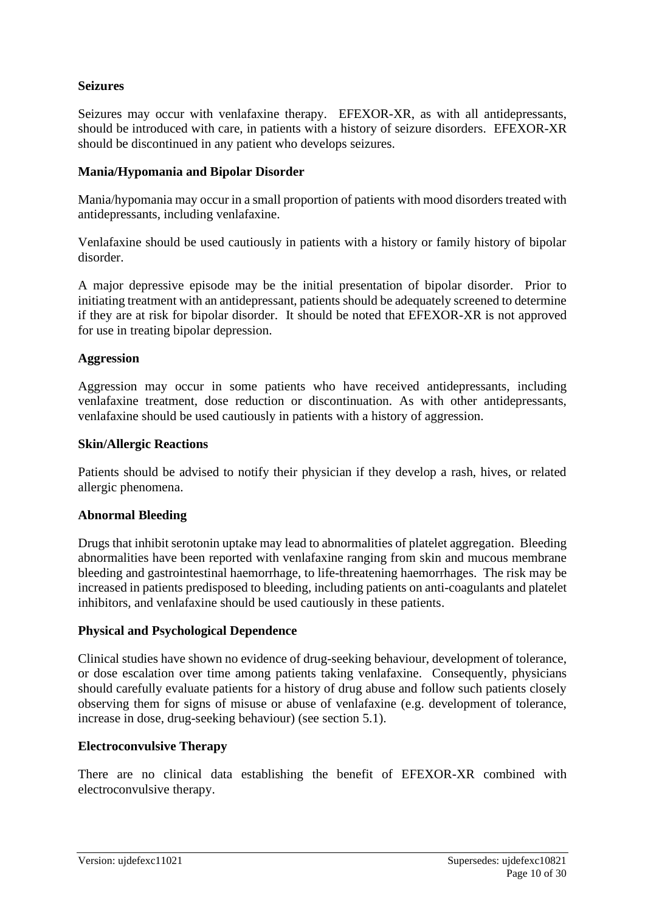**Seizures**

Seizures may occur with venlafaxine therapy. EFEXOR-XR, as with all antidepressants, should be introduced with care, in patients with a history of seizure disorders. EFEXOR-XR should be discontinued in any patient who develops seizures.

**Mania/Hypomania and Bipolar Disorder**

Mania/hypomania may occur in a small proportion of patients with mood disorders treated with antidepressants, including venlafaxine.

Venlafaxine should be used cautiously in patients with a history or family history of bipolar disorder.

A major depressive episode may be the initial presentation of bipolar disorder. Prior to initiating treatment with an antidepressant, patients should be adequately screened to determine if they are at risk for bipolar disorder. It should be noted that EFEXOR-XR is not approved for use in treating bipolar depression.

**Aggression**

Aggression may occur in some patients who have received antidepressants, including venlafaxine treatment, dose reduction or discontinuation. As with other antidepressants, venlafaxine should be used cautiously in patients with a history of aggression.

**Skin/Allergic Reactions**

Patients should be advised to notify their physician if they develop a rash, hives, or related allergic phenomena.

**Abnormal Bleeding**

Drugs that inhibit serotonin uptake may lead to abnormalities of platelet aggregation. Bleeding abnormalities have been reported with venlafaxine ranging from skin and mucous membrane bleeding and gastrointestinal haemorrhage, to life-threatening haemorrhages. The risk may be increased in patients predisposed to bleeding, including patients on anti-coagulants and platelet inhibitors, and venlafaxine should be used cautiously in these patients.

**Physical and Psychological Dependence**

Clinical studies have shown no evidence of drug-seeking behaviour, development of tolerance, or dose escalation over time among patients taking venlafaxine. Consequently, physicians should carefully evaluate patients for a history of drug abuse and follow such patients closely observing them for signs of misuse or abuse of venlafaxine (e.g. development of tolerance, increase in dose, drug-seeking behaviour) (see section 5.1).

**Electroconvulsive Therapy**

There are no clinical data establishing the benefit of EFEXOR-XR combined with electroconvulsive therapy.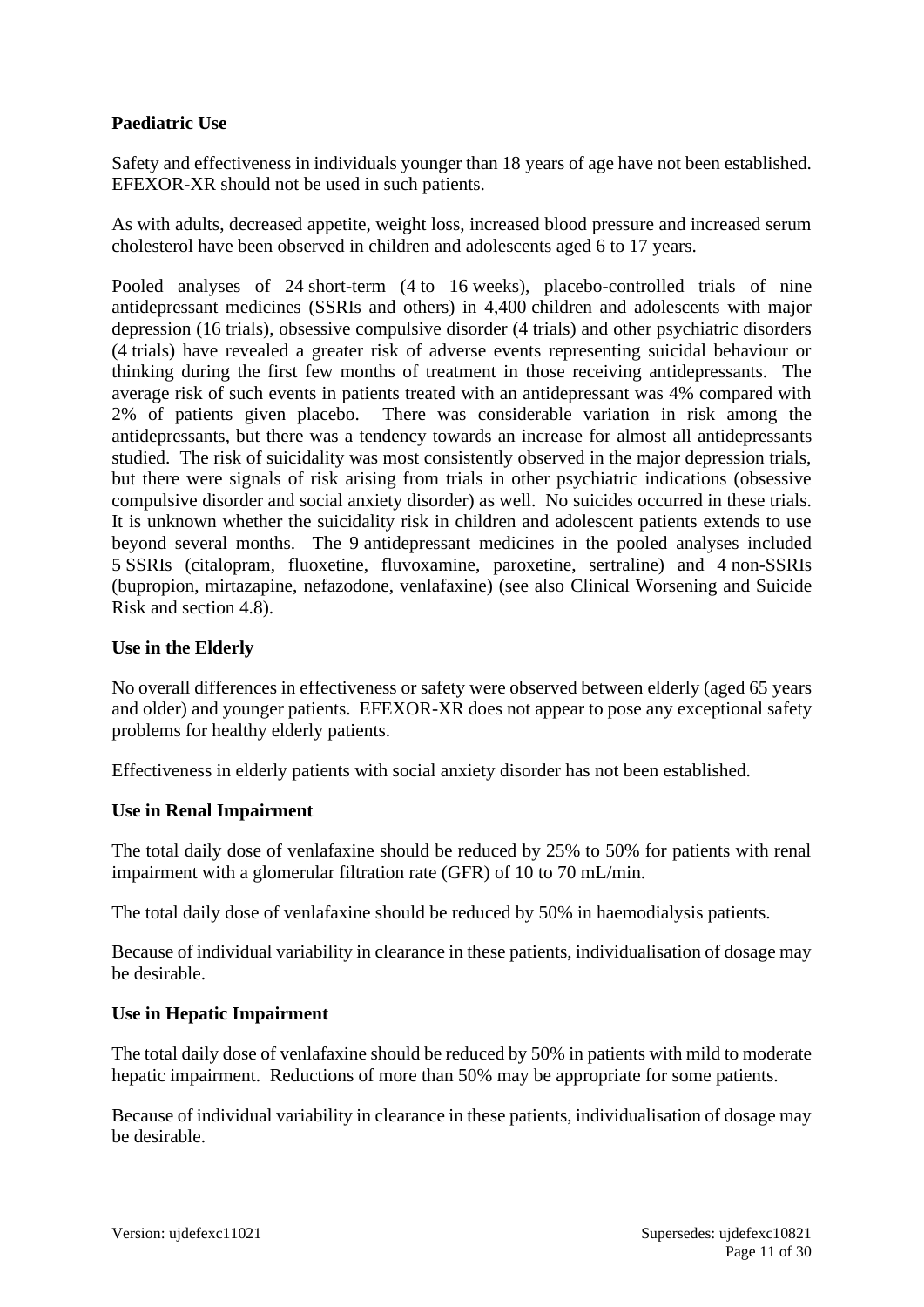**Paediatric Use**

Safety and effectiveness in individuals younger than 18 years of age have not been established. EFEXOR-XR should not be used in such patients.

As with adults, decreased appetite, weight loss, increased blood pressure and increased serum cholesterol have been observed in children and adolescents aged 6 to 17 years.

Pooled analyses of 24 short-term (4 to 16 weeks), placebo-controlled trials of nine antidepressant medicines (SSRIs and others) in 4,400 children and adolescents with major depression (16 trials), obsessive compulsive disorder (4 trials) and other psychiatric disorders (4 trials) have revealed a greater risk of adverse events representing suicidal behaviour or thinking during the first few months of treatment in those receiving antidepressants. The average risk of such events in patients treated with an antidepressant was 4% compared with 2% of patients given placebo. There was considerable variation in risk among the antidepressants, but there was a tendency towards an increase for almost all antidepressants studied. The risk of suicidality was most consistently observed in the major depression trials, but there were signals of risk arising from trials in other psychiatric indications (obsessive compulsive disorder and social anxiety disorder) as well. No suicides occurred in these trials. It is unknown whether the suicidality risk in children and adolescent patients extends to use beyond several months. The 9 antidepressant medicines in the pooled analyses included 5 SSRIs (citalopram, fluoxetine, fluvoxamine, paroxetine, sertraline) and 4 non-SSRIs (bupropion, mirtazapine, nefazodone, venlafaxine) (see also Clinical Worsening and Suicide Risk and section 4.8).

**Use in the Elderly**

No overall differences in effectiveness or safety were observed between elderly (aged 65 years and older) and younger patients. EFEXOR-XR does not appear to pose any exceptional safety problems for healthy elderly patients.

Effectiveness in elderly patients with social anxiety disorder has not been established.

**Use in Renal Impairment**

The total daily dose of venlafaxine should be reduced by 25% to 50% for patients with renal impairment with a glomerular filtration rate (GFR) of 10 to 70 mL/min.

The total daily dose of venlafaxine should be reduced by 50% in haemodialysis patients.

Because of individual variability in clearance in these patients, individualisation of dosage may be desirable.

**Use in Hepatic Impairment**

The total daily dose of venlafaxine should be reduced by 50% in patients with mild to moderate hepatic impairment. Reductions of more than 50% may be appropriate for some patients.

Because of individual variability in clearance in these patients, individualisation of dosage may be desirable.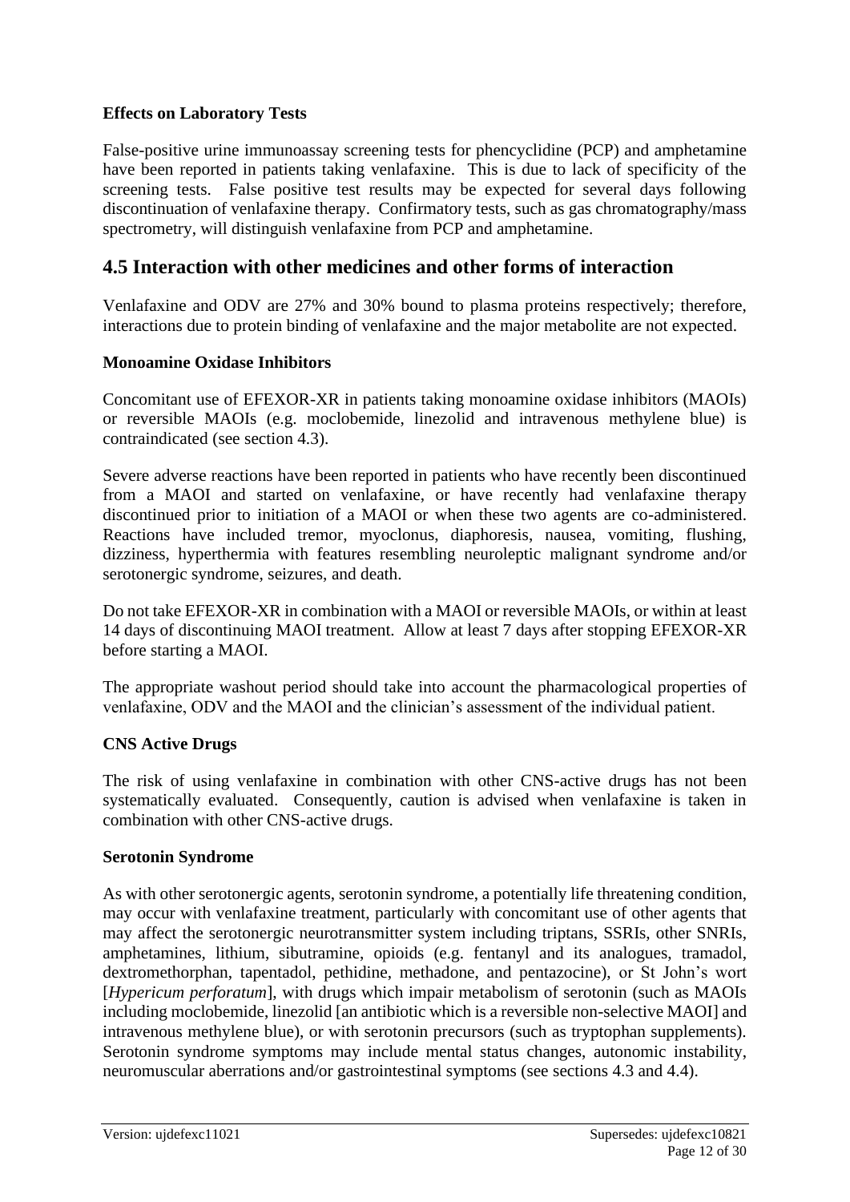**Effects on Laboratory Tests**

False-positive urine immunoassay screening tests for phencyclidine (PCP) and amphetamine have been reported in patients taking venlafaxine. This is due to lack of specificity of the screening tests. False positive test results may be expected for several days following discontinuation of venlafaxine therapy. Confirmatory tests, such as gas chromatography/mass spectrometry, will distinguish venlafaxine from PCP and amphetamine.

## 4.5 Interaction with other medicines and other forms of interaction

Venlafaxine and ODV are 27% and 30% bound to plasma proteins respectively; therefore, interactions due to protein binding of venlafaxine and the major metabolite are not expected.

**Monoamine Oxidase Inhibitors**

Concomitant use of EFEXOR-XR in patients taking monoamine oxidase inhibitors (MAOIs) or reversible MAOIs (e.g. moclobemide, linezolid and intravenous methylene blue) is contraindicated (see section 4.3).

Severe adverse reactions have been reported in patients who have recently been discontinued from a MAOI and started on venlafaxine, or have recently had venlafaxine therapy discontinued prior to initiation of a MAOI or when these two agents are co-administered. Reactions have included tremor, myoclonus, diaphoresis, nausea, vomiting, flushing, dizziness, hyperthermia with features resembling neuroleptic malignant syndrome and/or serotonergic syndrome, seizures, and death.

Do not take EFEXOR-XR in combination with a MAOI or reversible MAOIs, or within at least 14 days of discontinuing MAOI treatment. Allow at least 7 days after stopping EFEXOR-XR before starting a MAOI.

The appropriate washout period should take into account the pharmacological properties of venlafaxine, ODV and the MAOI and the clinician's assessment of the individual patient.

**CNS Active Drugs**

The risk of using venlafaxine in combination with other CNS-active drugs has not been systematically evaluated. Consequently, caution is advised when venlafaxine is taken in combination with other CNS-active drugs.

**Serotonin Syndrome**

As with other serotonergic agents, serotonin syndrome, a potentially life threatening condition, may occur with venlafaxine treatment, particularly with concomitant use of other agents that may affect the serotonergic neurotransmitter system including triptans, SSRIs, other SNRIs, amphetamines, lithium, sibutramine, opioids (e.g. fentanyl and its analogues, tramadol, dextromethorphan, tapentadol, pethidine, methadone, and pentazocine), or St John's wort [*Hypericum perforatum*], with drugs which impair metabolism of serotonin (such as MAOIs including moclobemide, linezolid [an antibiotic which is a reversible non-selective MAOI] and intravenous methylene blue), or with serotonin precursors (such as tryptophan supplements). Serotonin syndrome symptoms may include mental status changes, autonomic instability, neuromuscular aberrations and/or gastrointestinal symptoms (see sections 4.3 and 4.4).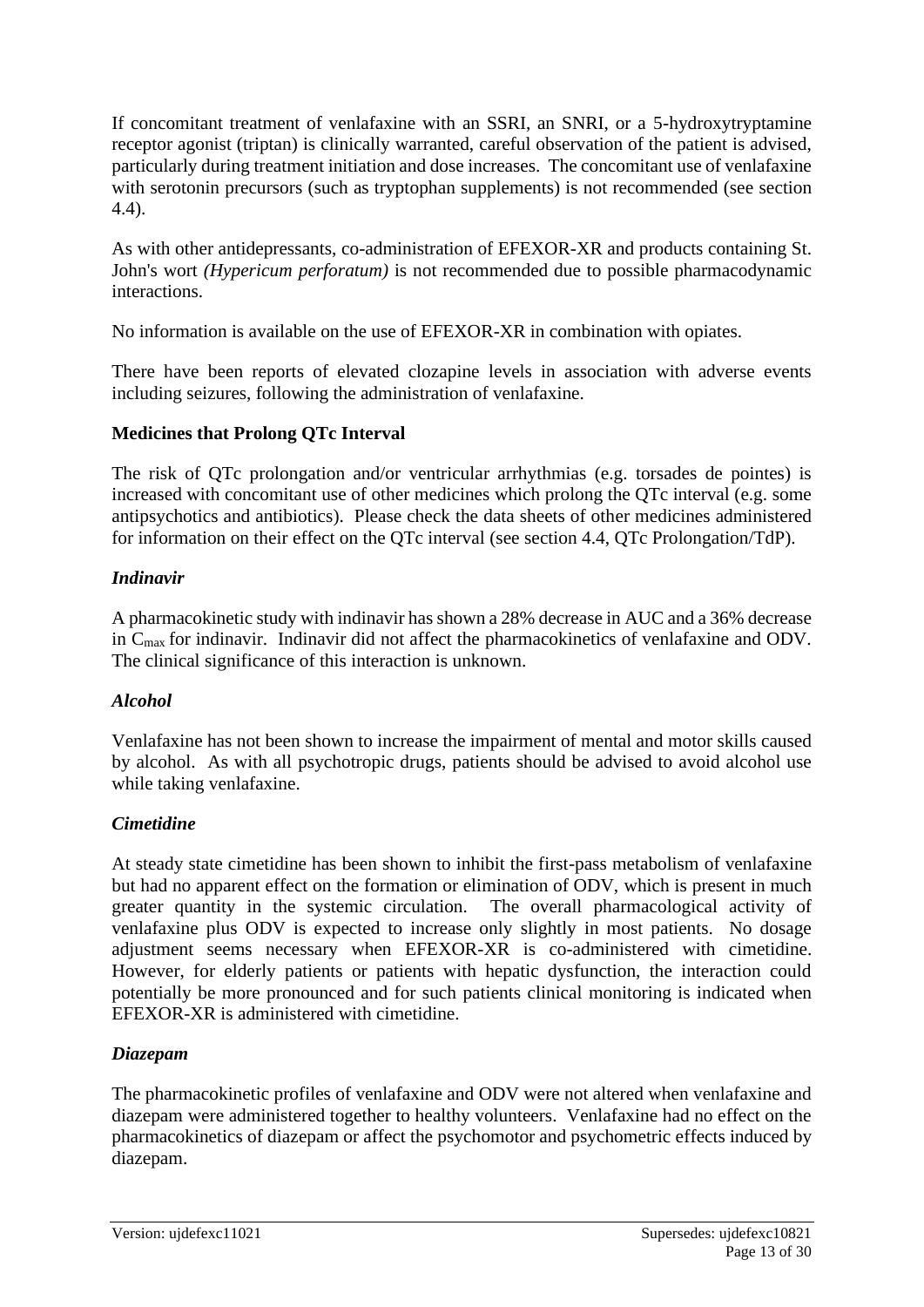If concomitant treatment of venlafaxine with an SSRI, an SNRI, or a 5-hydroxytryptamine receptor agonist (triptan) is clinically warranted, careful observation of the patient is advised, particularly during treatment initiation and dose increases. The concomitant use of venlafaxine with serotonin precursors (such as tryptophan supplements) is not recommended (see section 4.4).

As with other antidepressants, co-administration of EFEXOR-XR and products containing St. John's wort *(Hypericum perforatum)* is not recommended due to possible pharmacodynamic interactions.

No information is available on the use of EFEXOR-XR in combination with opiates.

There have been reports of elevated clozapine levels in association with adverse events including seizures, following the administration of venlafaxine.

**Medicines that Prolong QTc Interval**

The risk of QTc prolongation and/or ventricular arrhythmias (e.g. torsades de pointes) is increased with concomitant use of other medicines which prolong the QTc interval (e.g. some antipsychotics and antibiotics). Please check the data sheets of other medicines administered for information on their effect on the QTc interval (see section 4.4, QTc Prolongation/TdP).

***Indinavir***

A pharmacokinetic study with indinavir has shown a 28% decrease in AUC and a 36% decrease in $C_{max}$ for indinavir. Indinavir did not affect the pharmacokinetics of venlafaxine and ODV. The clinical significance of this interaction is unknown.

***Alcohol***

Venlafaxine has not been shown to increase the impairment of mental and motor skills caused by alcohol. As with all psychotropic drugs, patients should be advised to avoid alcohol use while taking venlafaxine.

***Cimetidine***

At steady state cimetidine has been shown to inhibit the first-pass metabolism of venlafaxine but had no apparent effect on the formation or elimination of ODV, which is present in much greater quantity in the systemic circulation. The overall pharmacological activity of venlafaxine plus ODV is expected to increase only slightly in most patients. No dosage adjustment seems necessary when EFEXOR-XR is co-administered with cimetidine. However, for elderly patients or patients with hepatic dysfunction, the interaction could potentially be more pronounced and for such patients clinical monitoring is indicated when EFEXOR-XR is administered with cimetidine.

***Diazepam***

The pharmacokinetic profiles of venlafaxine and ODV were not altered when venlafaxine and diazepam were administered together to healthy volunteers. Venlafaxine had no effect on the pharmacokinetics of diazepam or affect the psychomotor and psychometric effects induced by diazepam.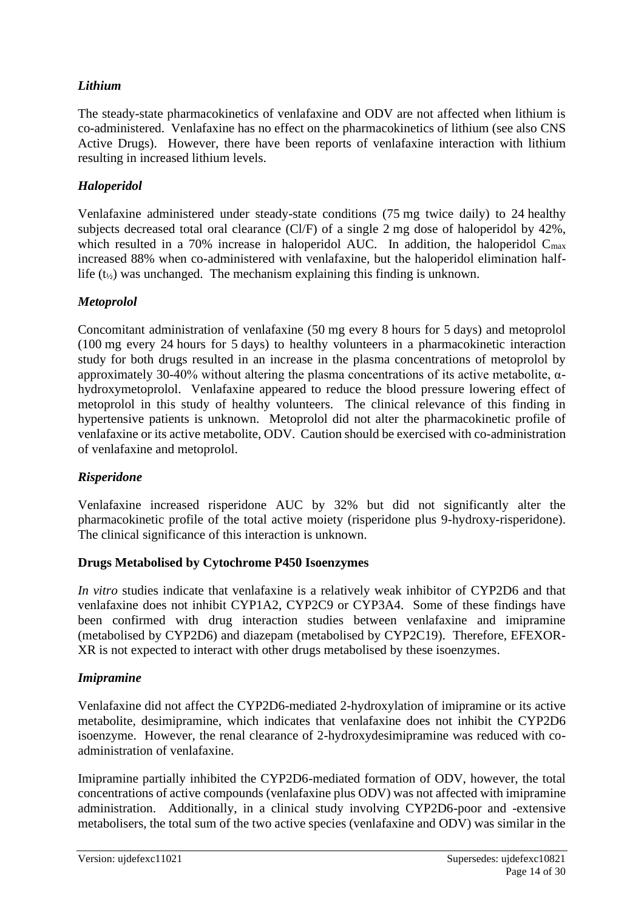### *Lithium*

The steady-state pharmacokinetics of venlafaxine and ODV are not affected when lithium is co-administered. Venlafaxine has no effect on the pharmacokinetics of lithium (see also CNS Active Drugs). However, there have been reports of venlafaxine interaction with lithium resulting in increased lithium levels.

### *Haloperidol*

Venlafaxine administered under steady-state conditions (75 mg twice daily) to 24 healthy subjects decreased total oral clearance (Cl/F) of a single 2 mg dose of haloperidol by 42%, which resulted in a 70% increase in haloperidol AUC. In addition, the haloperidol $C_{max}$ increased 88% when co-administered with venlafaxine, but the haloperidol elimination half-life ($t_{½}$) was unchanged. The mechanism explaining this finding is unknown.

### *Metoprolol*

Concomitant administration of venlafaxine (50 mg every 8 hours for 5 days) and metoprolol (100 mg every 24 hours for 5 days) to healthy volunteers in a pharmacokinetic interaction study for both drugs resulted in an increase in the plasma concentrations of metoprolol by approximately 30-40% without altering the plasma concentrations of its active metabolite, α-hydroxymetoprolol. Venlafaxine appeared to reduce the blood pressure lowering effect of metoprolol in this study of healthy volunteers. The clinical relevance of this finding in hypertensive patients is unknown. Metoprolol did not alter the pharmacokinetic profile of venlafaxine or its active metabolite, ODV. Caution should be exercised with co-administration of venlafaxine and metoprolol.

### *Risperidone*

Venlafaxine increased risperidone AUC by 32% but did not significantly alter the pharmacokinetic profile of the total active moiety (risperidone plus 9-hydroxy-risperidone). The clinical significance of this interaction is unknown.

**Drugs Metabolised by Cytochrome P450 Isoenzymes**

*In vitro* studies indicate that venlafaxine is a relatively weak inhibitor of CYP2D6 and that venlafaxine does not inhibit CYP1A2, CYP2C9 or CYP3A4. Some of these findings have been confirmed with drug interaction studies between venlafaxine and imipramine (metabolised by CYP2D6) and diazepam (metabolised by CYP2C19). Therefore, EFEXOR-XR is not expected to interact with other drugs metabolised by these isoenzymes.

### *Imipramine*

Venlafaxine did not affect the CYP2D6-mediated 2-hydroxylation of imipramine or its active metabolite, desimipramine, which indicates that venlafaxine does not inhibit the CYP2D6 isoenzyme. However, the renal clearance of 2-hydroxydesimipramine was reduced with co-administration of venlafaxine.

Imipramine partially inhibited the CYP2D6-mediated formation of ODV, however, the total concentrations of active compounds (venlafaxine plus ODV) was not affected with imipramine administration. Additionally, in a clinical study involving CYP2D6-poor and -extensive metabolisers, the total sum of the two active species (venlafaxine and ODV) was similar in the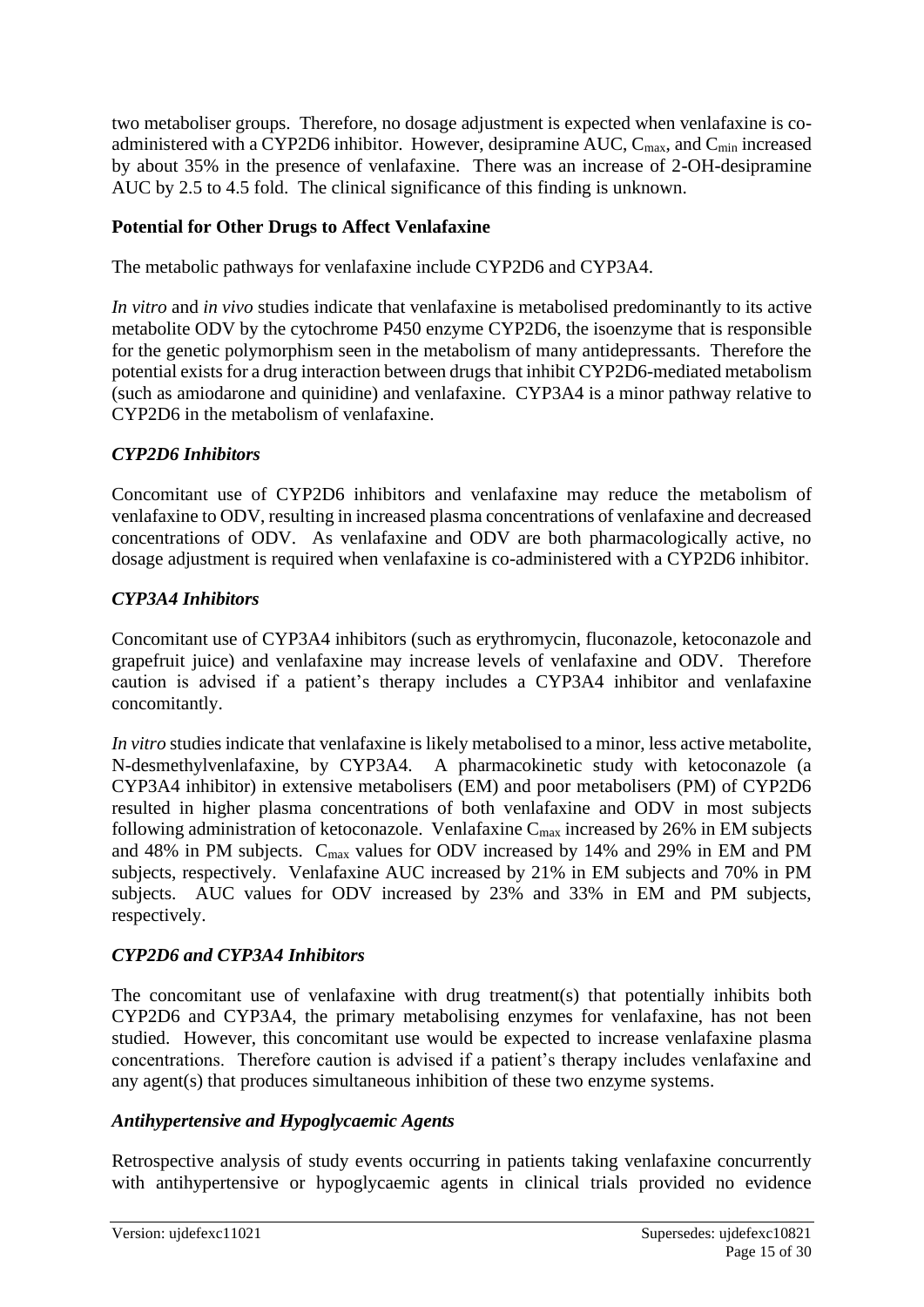two metaboliser groups. Therefore, no dosage adjustment is expected when venlafaxine is co-administered with a CYP2D6 inhibitor. However, desipramine AUC, $C_{max}$, and $C_{min}$ increased by about 35% in the presence of venlafaxine. There was an increase of 2-OH-desipramine AUC by 2.5 to 4.5 fold. The clinical significance of this finding is unknown.

**Potential for Other Drugs to Affect Venlafaxine**

The metabolic pathways for venlafaxine include CYP2D6 and CYP3A4.

*In vitro* and *in vivo* studies indicate that venlafaxine is metabolised predominantly to its active metabolite ODV by the cytochrome P450 enzyme CYP2D6, the isoenzyme that is responsible for the genetic polymorphism seen in the metabolism of many antidepressants. Therefore the potential exists for a drug interaction between drugs that inhibit CYP2D6-mediated metabolism (such as amiodarone and quinidine) and venlafaxine. CYP3A4 is a minor pathway relative to CYP2D6 in the metabolism of venlafaxine.

***CYP2D6 Inhibitors***

Concomitant use of CYP2D6 inhibitors and venlafaxine may reduce the metabolism of venlafaxine to ODV, resulting in increased plasma concentrations of venlafaxine and decreased concentrations of ODV. As venlafaxine and ODV are both pharmacologically active, no dosage adjustment is required when venlafaxine is co-administered with a CYP2D6 inhibitor.

***CYP3A4 Inhibitors***

Concomitant use of CYP3A4 inhibitors (such as erythromycin, fluconazole, ketoconazole and grapefruit juice) and venlafaxine may increase levels of venlafaxine and ODV. Therefore caution is advised if a patient's therapy includes a CYP3A4 inhibitor and venlafaxine concomitantly.

*In vitro* studies indicate that venlafaxine is likely metabolised to a minor, less active metabolite, N-desmethylvenlafaxine, by CYP3A4. A pharmacokinetic study with ketoconazole (a CYP3A4 inhibitor) in extensive metabolisers (EM) and poor metabolisers (PM) of CYP2D6 resulted in higher plasma concentrations of both venlafaxine and ODV in most subjects following administration of ketoconazole. Venlafaxine $C_{max}$ increased by 26% in EM subjects and 48% in PM subjects. $C_{max}$ values for ODV increased by 14% and 29% in EM and PM subjects, respectively. Venlafaxine AUC increased by 21% in EM subjects and 70% in PM subjects. AUC values for ODV increased by 23% and 33% in EM and PM subjects, respectively.

***CYP2D6 and CYP3A4 Inhibitors***

The concomitant use of venlafaxine with drug treatment(s) that potentially inhibits both CYP2D6 and CYP3A4, the primary metabolising enzymes for venlafaxine, has not been studied. However, this concomitant use would be expected to increase venlafaxine plasma concentrations. Therefore caution is advised if a patient's therapy includes venlafaxine and any agent(s) that produces simultaneous inhibition of these two enzyme systems.

***Antihypertensive and Hypoglycaemic Agents***

Retrospective analysis of study events occurring in patients taking venlafaxine concurrently with antihypertensive or hypoglycaemic agents in clinical trials provided no evidence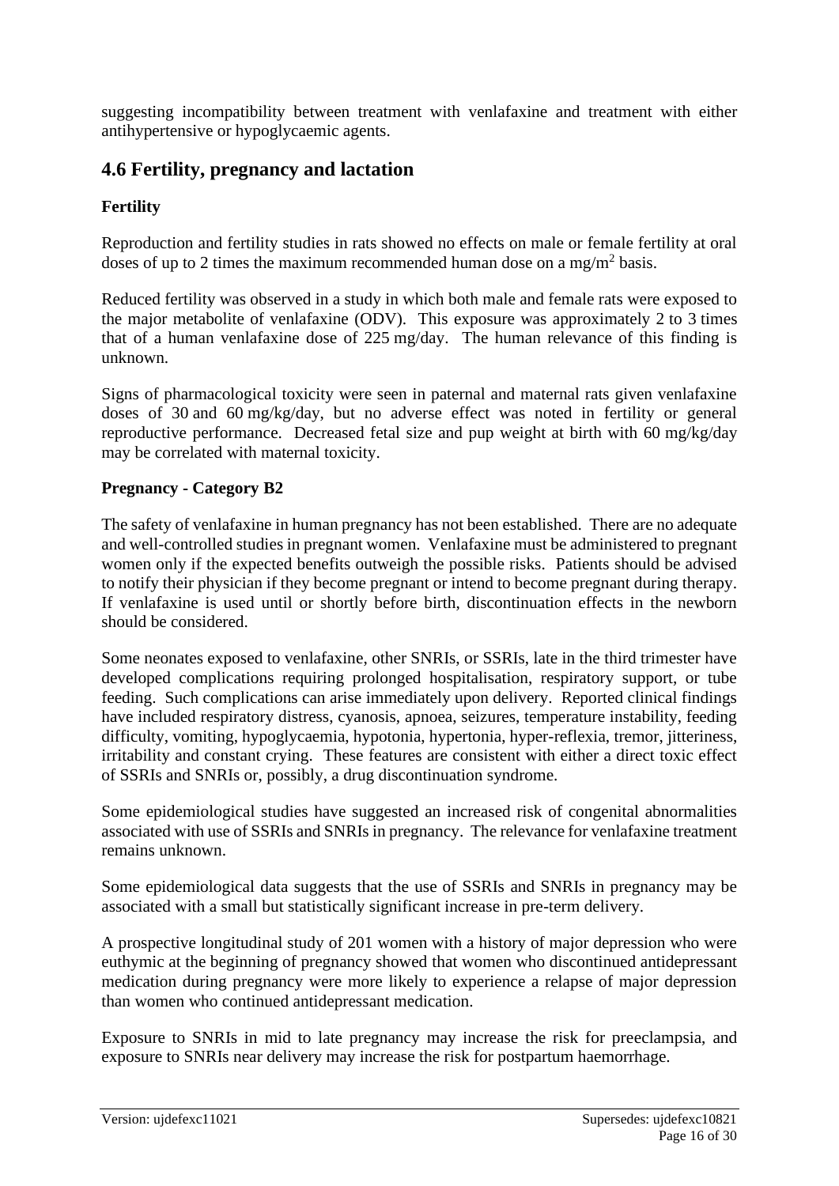suggesting incompatibility between treatment with venlafaxine and treatment with either antihypertensive or hypoglycaemic agents.

## 4.6 Fertility, pregnancy and lactation

**Fertility**

Reproduction and fertility studies in rats showed no effects on male or female fertility at oral doses of up to 2 times the maximum recommended human dose on a mg/m$^2$ basis.

Reduced fertility was observed in a study in which both male and female rats were exposed to the major metabolite of venlafaxine (ODV). This exposure was approximately 2 to 3 times that of a human venlafaxine dose of 225 mg/day. The human relevance of this finding is unknown.

Signs of pharmacological toxicity were seen in paternal and maternal rats given venlafaxine doses of 30 and 60 mg/kg/day, but no adverse effect was noted in fertility or general reproductive performance. Decreased fetal size and pup weight at birth with 60 mg/kg/day may be correlated with maternal toxicity.

**Pregnancy - Category B2**

The safety of venlafaxine in human pregnancy has not been established. There are no adequate and well-controlled studies in pregnant women. Venlafaxine must be administered to pregnant women only if the expected benefits outweigh the possible risks. Patients should be advised to notify their physician if they become pregnant or intend to become pregnant during therapy. If venlafaxine is used until or shortly before birth, discontinuation effects in the newborn should be considered.

Some neonates exposed to venlafaxine, other SNRIs, or SSRIs, late in the third trimester have developed complications requiring prolonged hospitalisation, respiratory support, or tube feeding. Such complications can arise immediately upon delivery. Reported clinical findings have included respiratory distress, cyanosis, apnoea, seizures, temperature instability, feeding difficulty, vomiting, hypoglycaemia, hypotonia, hypertonia, hyper-reflexia, tremor, jitteriness, irritability and constant crying. These features are consistent with either a direct toxic effect of SSRIs and SNRIs or, possibly, a drug discontinuation syndrome.

Some epidemiological studies have suggested an increased risk of congenital abnormalities associated with use of SSRIs and SNRIs in pregnancy. The relevance for venlafaxine treatment remains unknown.

Some epidemiological data suggests that the use of SSRIs and SNRIs in pregnancy may be associated with a small but statistically significant increase in pre-term delivery.

A prospective longitudinal study of 201 women with a history of major depression who were euthymic at the beginning of pregnancy showed that women who discontinued antidepressant medication during pregnancy were more likely to experience a relapse of major depression than women who continued antidepressant medication.

Exposure to SNRIs in mid to late pregnancy may increase the risk for preeclampsia, and exposure to SNRIs near delivery may increase the risk for postpartum haemorrhage.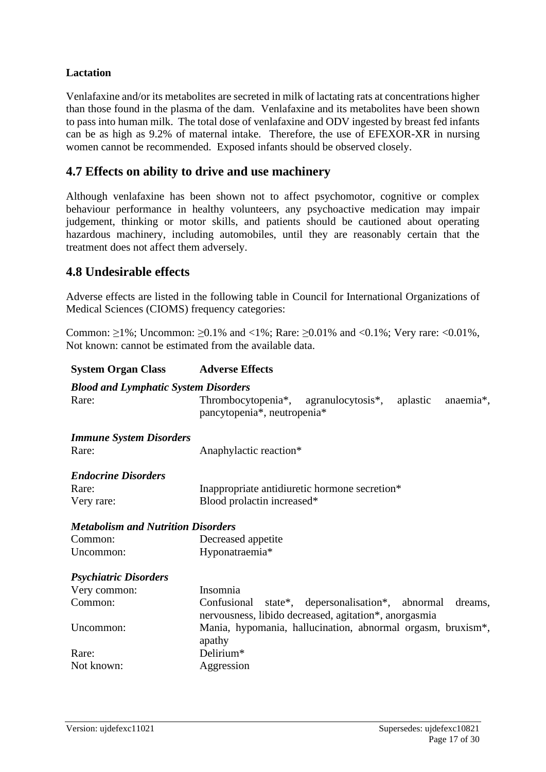**Lactation**

Venlafaxine and/or its metabolites are secreted in milk of lactating rats at concentrations higher than those found in the plasma of the dam. Venlafaxine and its metabolites have been shown to pass into human milk. The total dose of venlafaxine and ODV ingested by breast fed infants can be as high as 9.2% of maternal intake. Therefore, the use of EFEXOR-XR in nursing women cannot be recommended. Exposed infants should be observed closely.

## 4.7 Effects on ability to drive and use machinery

Although venlafaxine has been shown not to affect psychomotor, cognitive or complex behaviour performance in healthy volunteers, any psychoactive medication may impair judgement, thinking or motor skills, and patients should be cautioned about operating hazardous machinery, including automobiles, until they are reasonably certain that the treatment does not affect them adversely.

## 4.8 Undesirable effects

Adverse effects are listed in the following table in Council for International Organizations of Medical Sciences (CIOMS) frequency categories:

Common: ≥1%; Uncommon: ≥0.1% and <1%; Rare: ≥0.01% and <0.1%; Very rare: <0.01%, Not known: cannot be estimated from the available data.

| System Organ Class | Adverse Effects |
|---|---|
| ***Blood and Lymphatic System Disorders*** | |
| Rare: | Thrombocytopenia*, agranulocytosis*, aplastic anaemia*, pancytopenia*, neutropenia* |
| ***Immune System Disorders*** | |
| Rare: | Anaphylactic reaction* |
| ***Endocrine Disorders*** | |
| Rare: | Inappropriate antidiuretic hormone secretion* |
| Very rare: | Blood prolactin increased* |
| ***Metabolism and Nutrition Disorders*** | |
| Common: | Decreased appetite |
| Uncommon: | Hyponatraemia* |
| ***Psychiatric Disorders*** | |
| Very common: | Insomnia |
| Common: | Confusional state*, depersonalisation*, abnormal dreams, nervousness, libido decreased, agitation*, anorgasmia |
| Uncommon: | Mania, hypomania, hallucination, abnormal orgasm, bruxism*, apathy |
| Rare: | Delirium* |
| Not known: | Aggression |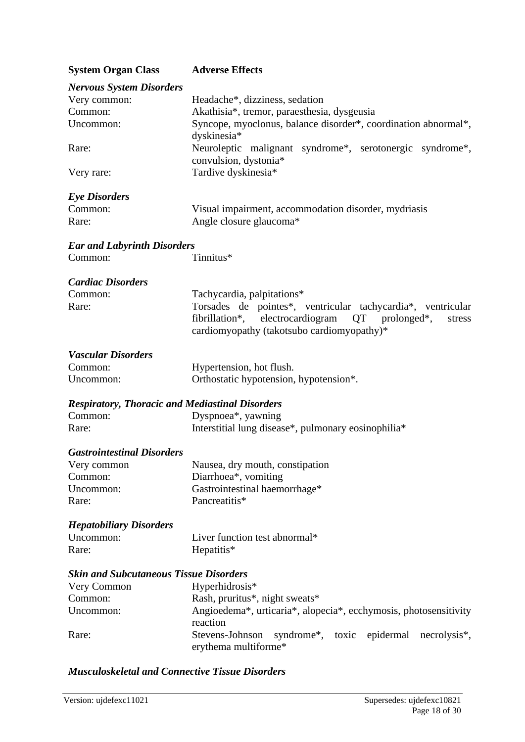| System Organ Class | Adverse Effects |
|---|---|
| ***Nervous System Disorders*** | |
| Very common: | Headache*, dizziness, sedation |
| Common: | Akathisia*, tremor, paraesthesia, dysgeusia |
| Uncommon: | Syncope, myoclonus, balance disorder*, coordination abnormal*, dyskinesia* |
| Rare: | Neuroleptic malignant syndrome*, serotonergic syndrome*, convulsion, dystonia* |
| Very rare: | Tardive dyskinesia* |
| ***Eye Disorders*** | |
| Common: | Visual impairment, accommodation disorder, mydriasis |
| Rare: | Angle closure glaucoma* |
| ***Ear and Labyrinth Disorders*** | |
| Common: | Tinnitus* |
| ***Cardiac Disorders*** | |
| Common: | Tachycardia, palpitations* |
| Rare: | Torsades de pointes*, ventricular tachycardia*, ventricular fibrillation*, electrocardiogram QT prolonged*, stress cardiomyopathy (takotsubo cardiomyopathy)* |
| ***Vascular Disorders*** | |
| Common: | Hypertension, hot flush. |
| Uncommon: | Orthostatic hypotension, hypotension*. |
| ***Respiratory, Thoracic and Mediastinal Disorders*** | |
| Common: | Dyspnoea*, yawning |
| Rare: | Interstitial lung disease*, pulmonary eosinophilia* |
| ***Gastrointestinal Disorders*** | |
| Very common | Nausea, dry mouth, constipation |
| Common: | Diarrhoea*, vomiting |
| Uncommon: | Gastrointestinal haemorrhage* |
| Rare: | Pancreatitis* |
| ***Hepatobiliary Disorders*** | |
| Uncommon: | Liver function test abnormal* |
| Rare: | Hepatitis* |
| ***Skin and Subcutaneous Tissue Disorders*** | |
| Very Common | Hyperhidrosis* |
| Common: | Rash, pruritus*, night sweats* |
| Uncommon: | Angioedema*, urticaria*, alopecia*, ecchymosis, photosensitivity reaction |
| Rare: | Stevens-Johnson syndrome*, toxic epidermal necrolysis*, erythema multiforme* |
| ***Musculoskeletal and Connective Tissue Disorders*** | |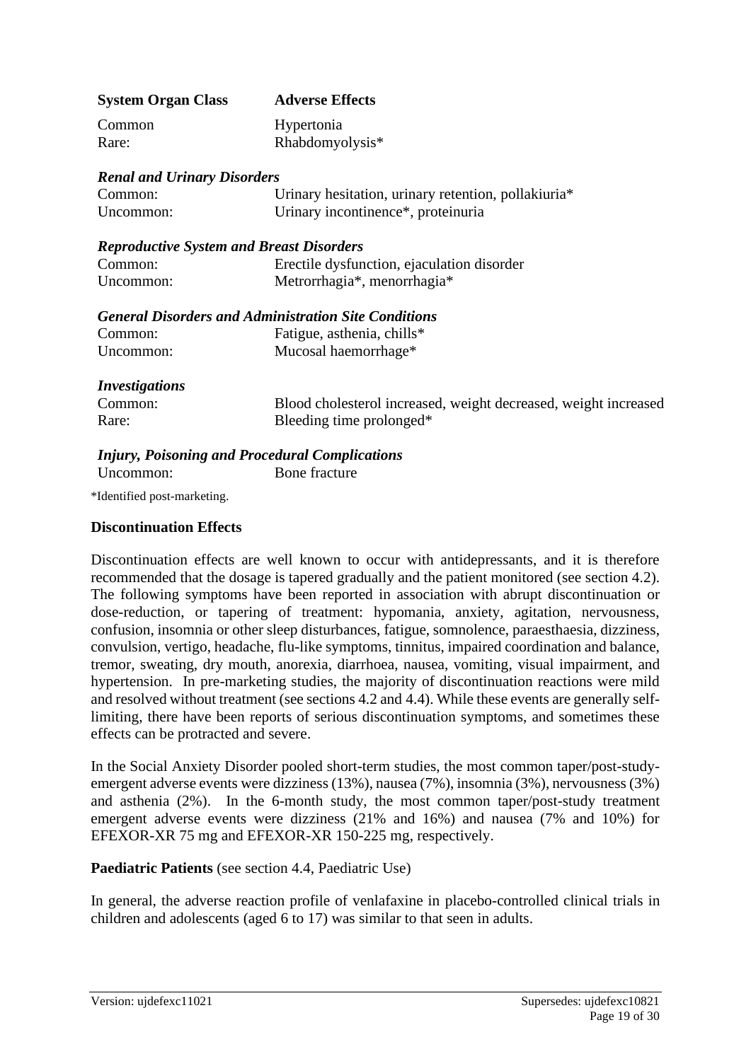| System Organ Class | Adverse Effects |
| --- | --- |
| Common | Hypertonia |
| Rare: | Rhabdomyolysis* |
| ***Renal and Urinary Disorders*** | |
| Common: | Urinary hesitation, urinary retention, pollakiuria* |
| Uncommon: | Urinary incontinence*, proteinuria |
| ***Reproductive System and Breast Disorders*** | |
| Common: | Erectile dysfunction, ejaculation disorder |
| Uncommon: | Metrorrhagia*, menorrhagia* |
| ***General Disorders and Administration Site Conditions*** | |
| Common: | Fatigue, asthenia, chills* |
| Uncommon: | Mucosal haemorrhage* |
| ***Investigations*** | |
| Common: | Blood cholesterol increased, weight decreased, weight increased |
| Rare: | Bleeding time prolonged* |
| ***Injury, Poisoning and Procedural Complications*** | |
| Uncommon: | Bone fracture |

*Identified post-marketing.

**Discontinuation Effects**

Discontinuation effects are well known to occur with antidepressants, and it is therefore recommended that the dosage is tapered gradually and the patient monitored (see section 4.2). The following symptoms have been reported in association with abrupt discontinuation or dose-reduction, or tapering of treatment: hypomania, anxiety, agitation, nervousness, confusion, insomnia or other sleep disturbances, fatigue, somnolence, paraesthaesia, dizziness, convulsion, vertigo, headache, flu-like symptoms, tinnitus, impaired coordination and balance, tremor, sweating, dry mouth, anorexia, diarrhoea, nausea, vomiting, visual impairment, and hypertension. In pre-marketing studies, the majority of discontinuation reactions were mild and resolved without treatment (see sections 4.2 and 4.4). While these events are generally self-limiting, there have been reports of serious discontinuation symptoms, and sometimes these effects can be protracted and severe.

In the Social Anxiety Disorder pooled short-term studies, the most common taper/post-study-emergent adverse events were dizziness (13%), nausea (7%), insomnia (3%), nervousness (3%) and asthenia (2%). In the 6-month study, the most common taper/post-study treatment emergent adverse events were dizziness (21% and 16%) and nausea (7% and 10%) for EFEXOR-XR 75 mg and EFEXOR-XR 150-225 mg, respectively.

**Paediatric Patients** (see section 4.4, Paediatric Use)

In general, the adverse reaction profile of venlafaxine in placebo-controlled clinical trials in children and adolescents (aged 6 to 17) was similar to that seen in adults.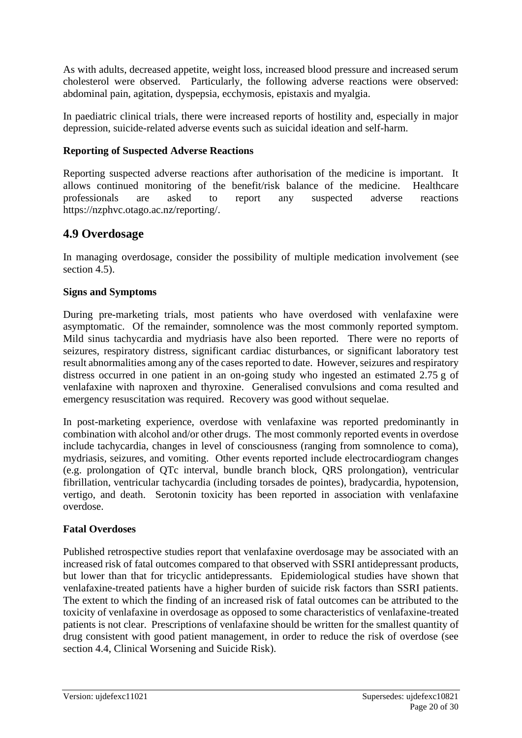As with adults, decreased appetite, weight loss, increased blood pressure and increased serum cholesterol were observed. Particularly, the following adverse reactions were observed: abdominal pain, agitation, dyspepsia, ecchymosis, epistaxis and myalgia.

In paediatric clinical trials, there were increased reports of hostility and, especially in major depression, suicide-related adverse events such as suicidal ideation and self-harm.

**Reporting of Suspected Adverse Reactions**

Reporting suspected adverse reactions after authorisation of the medicine is important. It allows continued monitoring of the benefit/risk balance of the medicine. Healthcare professionals are asked to report any suspected adverse reactions https://nzphvc.otago.ac.nz/reporting/.

## 4.9 Overdosage

In managing overdosage, consider the possibility of multiple medication involvement (see section 4.5).

**Signs and Symptoms**

During pre-marketing trials, most patients who have overdosed with venlafaxine were asymptomatic. Of the remainder, somnolence was the most commonly reported symptom. Mild sinus tachycardia and mydriasis have also been reported. There were no reports of seizures, respiratory distress, significant cardiac disturbances, or significant laboratory test result abnormalities among any of the cases reported to date. However, seizures and respiratory distress occurred in one patient in an on-going study who ingested an estimated 2.75 g of venlafaxine with naproxen and thyroxine. Generalised convulsions and coma resulted and emergency resuscitation was required. Recovery was good without sequelae.

In post-marketing experience, overdose with venlafaxine was reported predominantly in combination with alcohol and/or other drugs. The most commonly reported events in overdose include tachycardia, changes in level of consciousness (ranging from somnolence to coma), mydriasis, seizures, and vomiting. Other events reported include electrocardiogram changes (e.g. prolongation of QTc interval, bundle branch block, QRS prolongation), ventricular fibrillation, ventricular tachycardia (including torsades de pointes), bradycardia, hypotension, vertigo, and death. Serotonin toxicity has been reported in association with venlafaxine overdose.

**Fatal Overdoses**

Published retrospective studies report that venlafaxine overdosage may be associated with an increased risk of fatal outcomes compared to that observed with SSRI antidepressant products, but lower than that for tricyclic antidepressants. Epidemiological studies have shown that venlafaxine-treated patients have a higher burden of suicide risk factors than SSRI patients. The extent to which the finding of an increased risk of fatal outcomes can be attributed to the toxicity of venlafaxine in overdosage as opposed to some characteristics of venlafaxine-treated patients is not clear. Prescriptions of venlafaxine should be written for the smallest quantity of drug consistent with good patient management, in order to reduce the risk of overdose (see section 4.4, Clinical Worsening and Suicide Risk).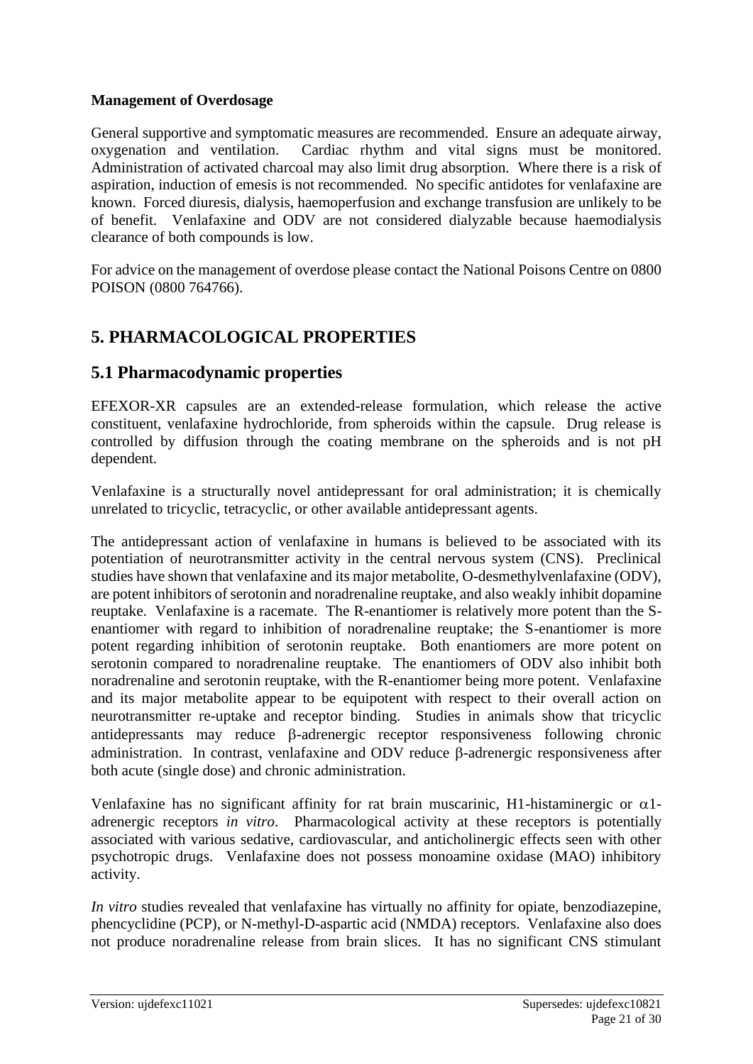**Management of Overdosage**

General supportive and symptomatic measures are recommended. Ensure an adequate airway, oxygenation and ventilation. Cardiac rhythm and vital signs must be monitored. Administration of activated charcoal may also limit drug absorption. Where there is a risk of aspiration, induction of emesis is not recommended. No specific antidotes for venlafaxine are known. Forced diuresis, dialysis, haemoperfusion and exchange transfusion are unlikely to be of benefit. Venlafaxine and ODV are not considered dialyzable because haemodialysis clearance of both compounds is low.

For advice on the management of overdose please contact the National Poisons Centre on 0800 POISON (0800 764766).

# 5. PHARMACOLOGICAL PROPERTIES

## 5.1 Pharmacodynamic properties

EFEXOR-XR capsules are an extended-release formulation, which release the active constituent, venlafaxine hydrochloride, from spheroids within the capsule. Drug release is controlled by diffusion through the coating membrane on the spheroids and is not pH dependent.

Venlafaxine is a structurally novel antidepressant for oral administration; it is chemically unrelated to tricyclic, tetracyclic, or other available antidepressant agents.

The antidepressant action of venlafaxine in humans is believed to be associated with its potentiation of neurotransmitter activity in the central nervous system (CNS). Preclinical studies have shown that venlafaxine and its major metabolite, O-desmethylvenlafaxine (ODV), are potent inhibitors of serotonin and noradrenaline reuptake, and also weakly inhibit dopamine reuptake. Venlafaxine is a racemate. The R-enantiomer is relatively more potent than the S-enantiomer with regard to inhibition of noradrenaline reuptake; the S-enantiomer is more potent regarding inhibition of serotonin reuptake. Both enantiomers are more potent on serotonin compared to noradrenaline reuptake. The enantiomers of ODV also inhibit both noradrenaline and serotonin reuptake, with the R-enantiomer being more potent. Venlafaxine and its major metabolite appear to be equipotent with respect to their overall action on neurotransmitter re-uptake and receptor binding. Studies in animals show that tricyclic antidepressants may reduce β-adrenergic receptor responsiveness following chronic administration. In contrast, venlafaxine and ODV reduce β-adrenergic responsiveness after both acute (single dose) and chronic administration.

Venlafaxine has no significant affinity for rat brain muscarinic, H1-histaminergic or α1-adrenergic receptors *in vitro*. Pharmacological activity at these receptors is potentially associated with various sedative, cardiovascular, and anticholinergic effects seen with other psychotropic drugs. Venlafaxine does not possess monoamine oxidase (MAO) inhibitory activity.

*In vitro* studies revealed that venlafaxine has virtually no affinity for opiate, benzodiazepine, phencyclidine (PCP), or N-methyl-D-aspartic acid (NMDA) receptors. Venlafaxine also does not produce noradrenaline release from brain slices. It has no significant CNS stimulant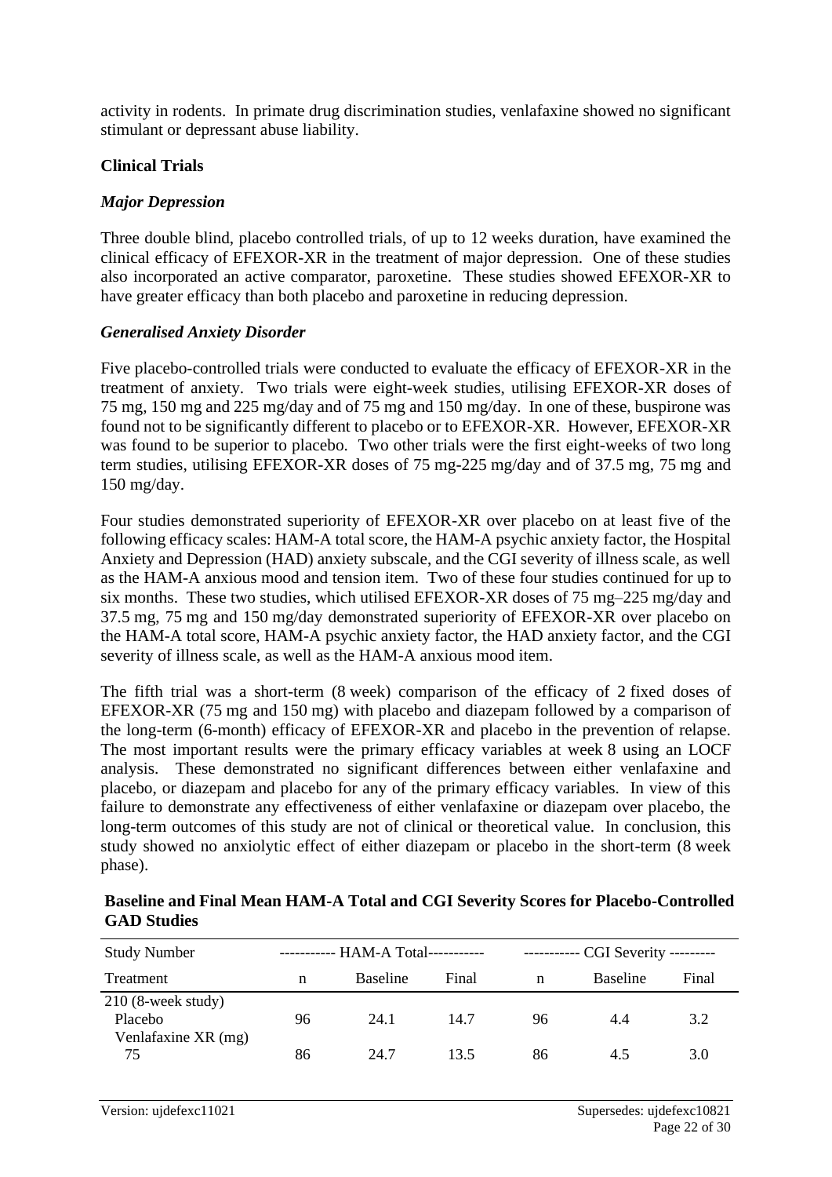activity in rodents. In primate drug discrimination studies, venlafaxine showed no significant stimulant or depressant abuse liability.

### Clinical Trials

#### *Major Depression*

Three double blind, placebo controlled trials, of up to 12 weeks duration, have examined the clinical efficacy of EFEXOR-XR in the treatment of major depression. One of these studies also incorporated an active comparator, paroxetine. These studies showed EFEXOR-XR to have greater efficacy than both placebo and paroxetine in reducing depression.

#### *Generalised Anxiety Disorder*

Five placebo-controlled trials were conducted to evaluate the efficacy of EFEXOR-XR in the treatment of anxiety. Two trials were eight-week studies, utilising EFEXOR-XR doses of 75 mg, 150 mg and 225 mg/day and of 75 mg and 150 mg/day. In one of these, buspirone was found not to be significantly different to placebo or to EFEXOR-XR. However, EFEXOR-XR was found to be superior to placebo. Two other trials were the first eight-weeks of two long term studies, utilising EFEXOR-XR doses of 75 mg-225 mg/day and of 37.5 mg, 75 mg and 150 mg/day.

Four studies demonstrated superiority of EFEXOR-XR over placebo on at least five of the following efficacy scales: HAM-A total score, the HAM-A psychic anxiety factor, the Hospital Anxiety and Depression (HAD) anxiety subscale, and the CGI severity of illness scale, as well as the HAM-A anxious mood and tension item. Two of these four studies continued for up to six months. These two studies, which utilised EFEXOR-XR doses of 75 mg–225 mg/day and 37.5 mg, 75 mg and 150 mg/day demonstrated superiority of EFEXOR-XR over placebo on the HAM-A total score, HAM-A psychic anxiety factor, the HAD anxiety factor, and the CGI severity of illness scale, as well as the HAM-A anxious mood item.

The fifth trial was a short-term (8 week) comparison of the efficacy of 2 fixed doses of EFEXOR-XR (75 mg and 150 mg) with placebo and diazepam followed by a comparison of the long-term (6-month) efficacy of EFEXOR-XR and placebo in the prevention of relapse. The most important results were the primary efficacy variables at week 8 using an LOCF analysis. These demonstrated no significant differences between either venlafaxine and placebo, or diazepam and placebo for any of the primary efficacy variables. In view of this failure to demonstrate any effectiveness of either venlafaxine or diazepam over placebo, the long-term outcomes of this study are not of clinical or theoretical value. In conclusion, this study showed no anxiolytic effect of either diazepam or placebo in the short-term (8 week phase).

**Baseline and Final Mean HAM-A Total and CGI Severity Scores for Placebo-Controlled GAD Studies**

| Study Number | ----------- HAM-A Total----------- | | | ----------- CGI Severity --------- | | |
|---|---|---|---|---|---|---|
| Treatment | n | Baseline | Final | n | Baseline | Final |
| 210 (8-week study) | | | | | | |
| Placebo | 96 | 24.1 | 14.7 | 96 | 4.4 | 3.2 |
| Venlafaxine XR (mg) | | | | | | |
| 75 | 86 | 24.7 | 13.5 | 86 | 4.5 | 3.0 |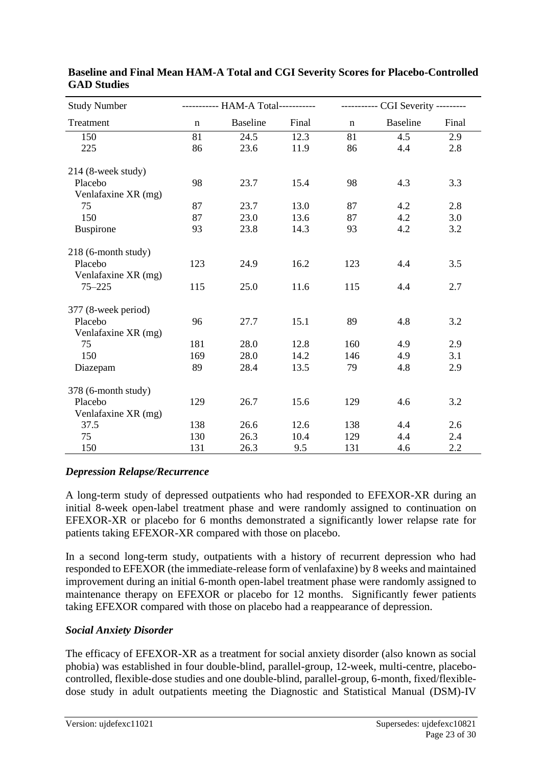**Baseline and Final Mean HAM-A Total and CGI Severity Scores for Placebo-Controlled GAD Studies**

| Study Number | ----------- HAM-A Total----------- | | | ----------- CGI Severity --------- | | |
|---|---|---|---|---|---|---|
| Treatment | n | Baseline | Final | n | Baseline | Final |
| 150 | 81 | 24.5 | 12.3 | 81 | 4.5 | 2.9 |
| 225 | 86 | 23.6 | 11.9 | 86 | 4.4 | 2.8 |
| 214 (8-week study) | | | | | | |
| Placebo | 98 | 23.7 | 15.4 | 98 | 4.3 | 3.3 |
| Venlafaxine XR (mg) | | | | | | |
| 75 | 87 | 23.7 | 13.0 | 87 | 4.2 | 2.8 |
| 150 | 87 | 23.0 | 13.6 | 87 | 4.2 | 3.0 |
| Buspirone | 93 | 23.8 | 14.3 | 93 | 4.2 | 3.2 |
| 218 (6-month study) | | | | | | |
| Placebo | 123 | 24.9 | 16.2 | 123 | 4.4 | 3.5 |
| Venlafaxine XR (mg) | | | | | | |
| 75–225 | 115 | 25.0 | 11.6 | 115 | 4.4 | 2.7 |
| 377 (8-week period) | | | | | | |
| Placebo | 96 | 27.7 | 15.1 | 89 | 4.8 | 3.2 |
| Venlafaxine XR (mg) | | | | | | |
| 75 | 181 | 28.0 | 12.8 | 160 | 4.9 | 2.9 |
| 150 | 169 | 28.0 | 14.2 | 146 | 4.9 | 3.1 |
| Diazepam | 89 | 28.4 | 13.5 | 79 | 4.8 | 2.9 |
| 378 (6-month study) | | | | | | |
| Placebo | 129 | 26.7 | 15.6 | 129 | 4.6 | 3.2 |
| Venlafaxine XR (mg) | | | | | | |
| 37.5 | 138 | 26.6 | 12.6 | 138 | 4.4 | 2.6 |
| 75 | 130 | 26.3 | 10.4 | 129 | 4.4 | 2.4 |
| 150 | 131 | 26.3 | 9.5 | 131 | 4.6 | 2.2 |

### *Depression Relapse/Recurrence*

A long-term study of depressed outpatients who had responded to EFEXOR-XR during an initial 8-week open-label treatment phase and were randomly assigned to continuation on EFEXOR-XR or placebo for 6 months demonstrated a significantly lower relapse rate for patients taking EFEXOR-XR compared with those on placebo.

In a second long-term study, outpatients with a history of recurrent depression who had responded to EFEXOR (the immediate-release form of venlafaxine) by 8 weeks and maintained improvement during an initial 6-month open-label treatment phase were randomly assigned to maintenance therapy on EFEXOR or placebo for 12 months. Significantly fewer patients taking EFEXOR compared with those on placebo had a reappearance of depression.

### *Social Anxiety Disorder*

The efficacy of EFEXOR-XR as a treatment for social anxiety disorder (also known as social phobia) was established in four double-blind, parallel-group, 12-week, multi-centre, placebo-controlled, flexible-dose studies and one double-blind, parallel-group, 6-month, fixed/flexible-dose study in adult outpatients meeting the Diagnostic and Statistical Manual (DSM)-IV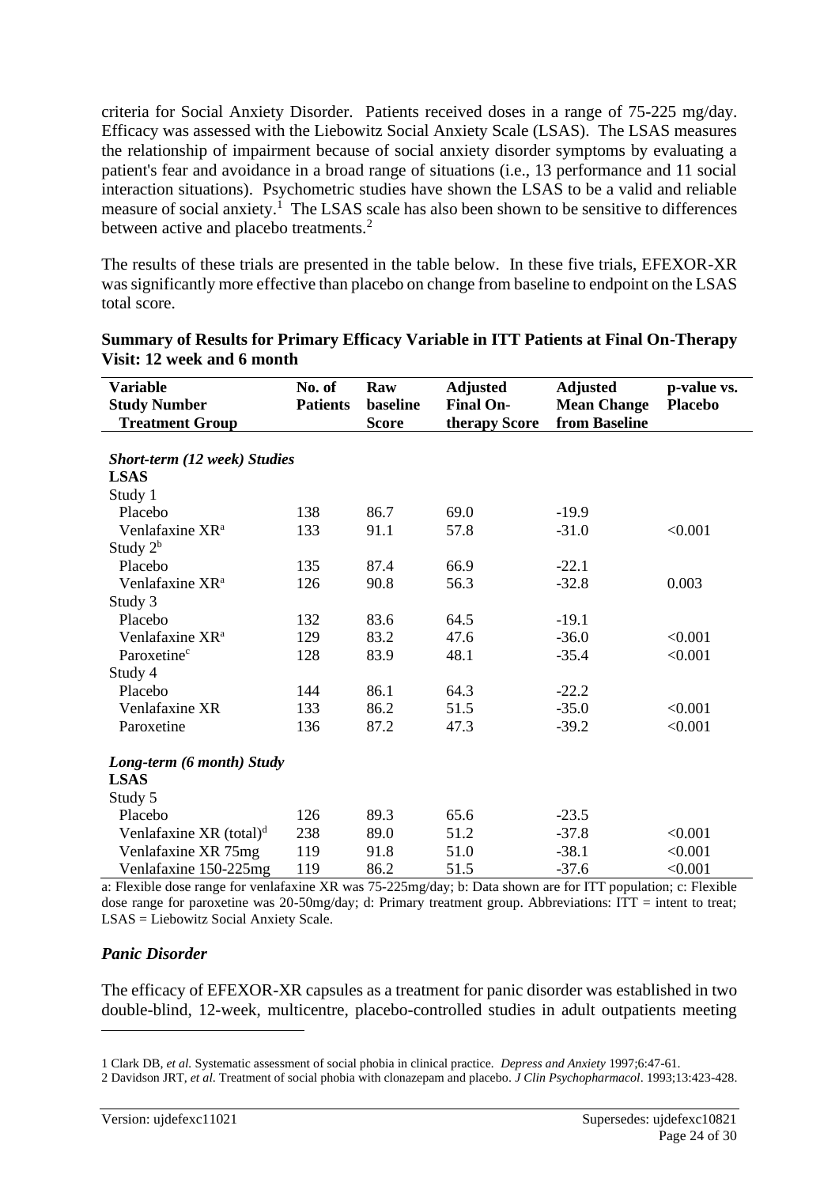criteria for Social Anxiety Disorder. Patients received doses in a range of 75-225 mg/day. Efficacy was assessed with the Liebowitz Social Anxiety Scale (LSAS). The LSAS measures the relationship of impairment because of social anxiety disorder symptoms by evaluating a patient's fear and avoidance in a broad range of situations (i.e., 13 performance and 11 social interaction situations). Psychometric studies have shown the LSAS to be a valid and reliable measure of social anxiety.[1] The LSAS scale has also been shown to be sensitive to differences between active and placebo treatments.[2]

The results of these trials are presented in the table below. In these five trials, EFEXOR-XR was significantly more effective than placebo on change from baseline to endpoint on the LSAS total score.

**Summary of Results for Primary Efficacy Variable in ITT Patients at Final On-Therapy Visit: 12 week and 6 month**

| Variable<br>Study Number<br>Treatment Group | No. of Patients | Raw baseline Score | Adjusted Final On-therapy Score | Adjusted Mean Change from Baseline | p-value vs. Placebo |
|---|---|---|---|---|---|
| ***Short-term (12 week) Studies*** | | | | | |
| **LSAS** | | | | | |
| Study 1 | | | | | |
| Placebo | 138 | 86.7 | 69.0 | -19.9 | |
| Venlafaxine XR[a] | 133 | 91.1 | 57.8 | -31.0 | <0.001 |
| Study 2[b] | | | | | |
| Placebo | 135 | 87.4 | 66.9 | -22.1 | |
| Venlafaxine XR[a] | 126 | 90.8 | 56.3 | -32.8 | 0.003 |
| Study 3 | | | | | |
| Placebo | 132 | 83.6 | 64.5 | -19.1 | |
| Venlafaxine XR[a] | 129 | 83.2 | 47.6 | -36.0 | <0.001 |
| Paroxetine[c] | 128 | 83.9 | 48.1 | -35.4 | <0.001 |
| Study 4 | | | | | |
| Placebo | 144 | 86.1 | 64.3 | -22.2 | |
| Venlafaxine XR | 133 | 86.2 | 51.5 | -35.0 | <0.001 |
| Paroxetine | 136 | 87.2 | 47.3 | -39.2 | <0.001 |
| ***Long-term (6 month) Study*** | | | | | |
| **LSAS** | | | | | |
| Study 5 | | | | | |
| Placebo | 126 | 89.3 | 65.6 | -23.5 | |
| Venlafaxine XR (total)[d] | 238 | 89.0 | 51.2 | -37.8 | <0.001 |
| Venlafaxine XR 75mg | 119 | 91.8 | 51.0 | -38.1 | <0.001 |
| Venlafaxine 150-225mg | 119 | 86.2 | 51.5 | -37.6 | <0.001 |

a: Flexible dose range for venlafaxine XR was 75-225mg/day; b: Data shown are for ITT population; c: Flexible dose range for paroxetine was 20-50mg/day; d: Primary treatment group. Abbreviations: ITT = intent to treat; LSAS = Liebowitz Social Anxiety Scale.

### *Panic Disorder*

The efficacy of EFEXOR-XR capsules as a treatment for panic disorder was established in two double-blind, 12-week, multicentre, placebo-controlled studies in adult outpatients meeting

---

1 Clark DB, *et al.* Systematic assessment of social phobia in clinical practice. *Depress and Anxiety* 1997;6:47-61.

2 Davidson JRT, *et al.* Treatment of social phobia with clonazepam and placebo. *J Clin Psychopharmacol*. 1993;13:423-428.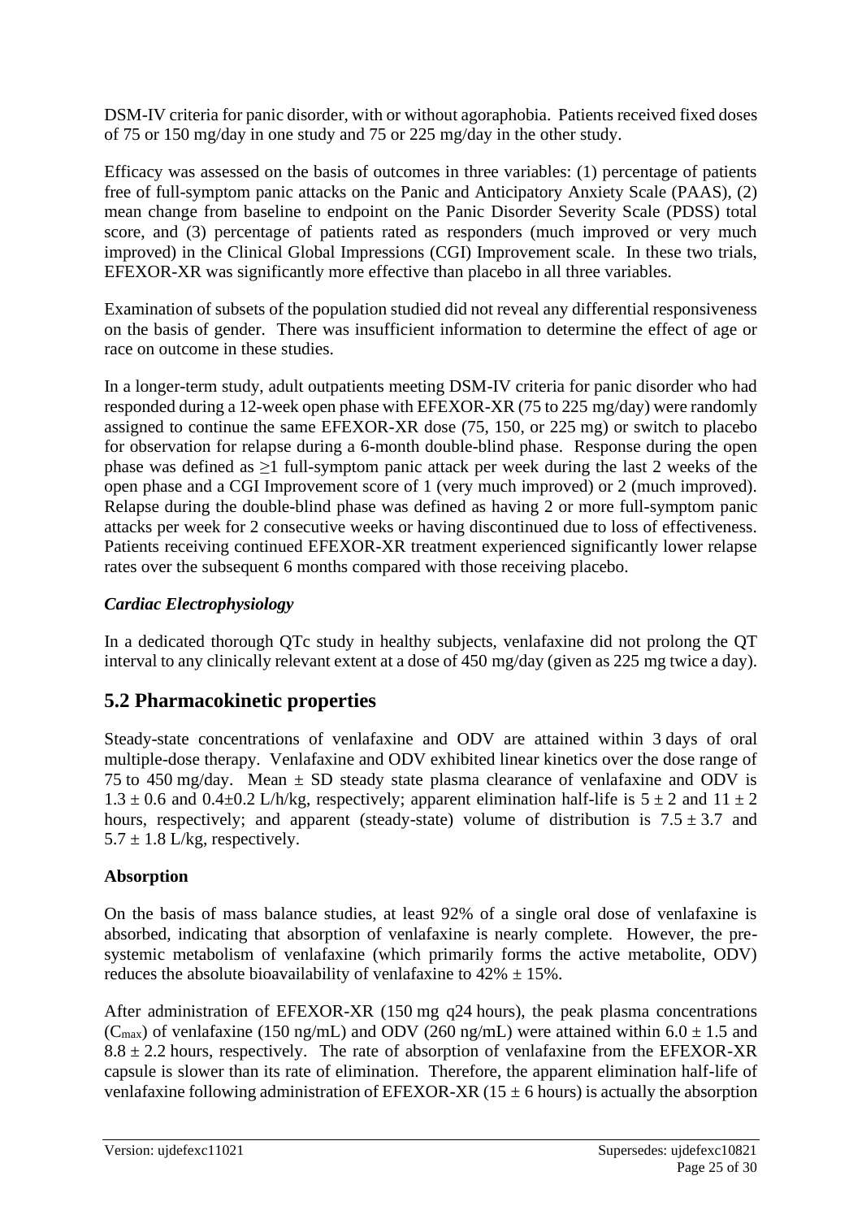DSM-IV criteria for panic disorder, with or without agoraphobia. Patients received fixed doses of 75 or 150 mg/day in one study and 75 or 225 mg/day in the other study.

Efficacy was assessed on the basis of outcomes in three variables: (1) percentage of patients free of full-symptom panic attacks on the Panic and Anticipatory Anxiety Scale (PAAS), (2) mean change from baseline to endpoint on the Panic Disorder Severity Scale (PDSS) total score, and (3) percentage of patients rated as responders (much improved or very much improved) in the Clinical Global Impressions (CGI) Improvement scale. In these two trials, EFEXOR-XR was significantly more effective than placebo in all three variables.

Examination of subsets of the population studied did not reveal any differential responsiveness on the basis of gender. There was insufficient information to determine the effect of age or race on outcome in these studies.

In a longer-term study, adult outpatients meeting DSM-IV criteria for panic disorder who had responded during a 12-week open phase with EFEXOR-XR (75 to 225 mg/day) were randomly assigned to continue the same EFEXOR-XR dose (75, 150, or 225 mg) or switch to placebo for observation for relapse during a 6-month double-blind phase. Response during the open phase was defined as $\geq$1 full-symptom panic attack per week during the last 2 weeks of the open phase and a CGI Improvement score of 1 (very much improved) or 2 (much improved). Relapse during the double-blind phase was defined as having 2 or more full-symptom panic attacks per week for 2 consecutive weeks or having discontinued due to loss of effectiveness. Patients receiving continued EFEXOR-XR treatment experienced significantly lower relapse rates over the subsequent 6 months compared with those receiving placebo.

### *Cardiac Electrophysiology*

In a dedicated thorough QTc study in healthy subjects, venlafaxine did not prolong the QT interval to any clinically relevant extent at a dose of 450 mg/day (given as 225 mg twice a day).

## 5.2 Pharmacokinetic properties

Steady-state concentrations of venlafaxine and ODV are attained within 3 days of oral multiple-dose therapy. Venlafaxine and ODV exhibited linear kinetics over the dose range of 75 to 450 mg/day. Mean ± SD steady state plasma clearance of venlafaxine and ODV is 1.3 ± 0.6 and 0.4±0.2 L/h/kg, respectively; apparent elimination half-life is 5 ± 2 and 11 ± 2 hours, respectively; and apparent (steady-state) volume of distribution is 7.5 ± 3.7 and 5.7 ± 1.8 L/kg, respectively.

### Absorption

On the basis of mass balance studies, at least 92% of a single oral dose of venlafaxine is absorbed, indicating that absorption of venlafaxine is nearly complete. However, the pre-systemic metabolism of venlafaxine (which primarily forms the active metabolite, ODV) reduces the absolute bioavailability of venlafaxine to 42% ± 15%.

After administration of EFEXOR-XR (150 mg q24 hours), the peak plasma concentrations ($C_{max}$) of venlafaxine (150 ng/mL) and ODV (260 ng/mL) were attained within 6.0 ± 1.5 and 8.8 ± 2.2 hours, respectively. The rate of absorption of venlafaxine from the EFEXOR-XR capsule is slower than its rate of elimination. Therefore, the apparent elimination half-life of venlafaxine following administration of EFEXOR-XR (15 ± 6 hours) is actually the absorption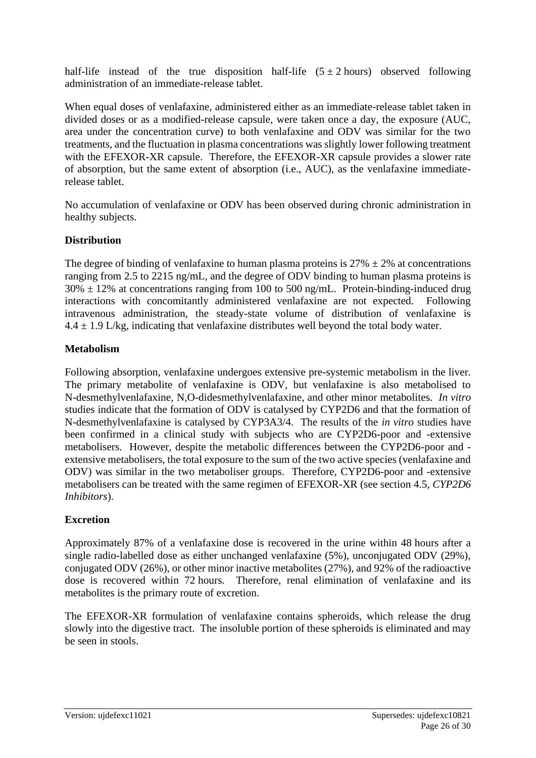half-life instead of the true disposition half-life ($5 \pm 2$ hours) observed following administration of an immediate-release tablet.

When equal doses of venlafaxine, administered either as an immediate-release tablet taken in divided doses or as a modified-release capsule, were taken once a day, the exposure (AUC, area under the concentration curve) to both venlafaxine and ODV was similar for the two treatments, and the fluctuation in plasma concentrations was slightly lower following treatment with the EFEXOR-XR capsule. Therefore, the EFEXOR-XR capsule provides a slower rate of absorption, but the same extent of absorption (i.e., AUC), as the venlafaxine immediate-release tablet.

No accumulation of venlafaxine or ODV has been observed during chronic administration in healthy subjects.

**Distribution**

The degree of binding of venlafaxine to human plasma proteins is $27\% \pm 2\%$ at concentrations ranging from 2.5 to 2215 ng/mL, and the degree of ODV binding to human plasma proteins is $30\% \pm 12\%$ at concentrations ranging from 100 to 500 ng/mL. Protein-binding-induced drug interactions with concomitantly administered venlafaxine are not expected. Following intravenous administration, the steady-state volume of distribution of venlafaxine is $4.4 \pm 1.9$ L/kg, indicating that venlafaxine distributes well beyond the total body water.

**Metabolism**

Following absorption, venlafaxine undergoes extensive pre-systemic metabolism in the liver. The primary metabolite of venlafaxine is ODV, but venlafaxine is also metabolised to N-desmethylvenlafaxine, N,O-didesmethylvenlafaxine, and other minor metabolites. *In vitro* studies indicate that the formation of ODV is catalysed by CYP2D6 and that the formation of N-desmethylvenlafaxine is catalysed by CYP3A3/4. The results of the *in vitro* studies have been confirmed in a clinical study with subjects who are CYP2D6-poor and -extensive metabolisers. However, despite the metabolic differences between the CYP2D6-poor and -extensive metabolisers, the total exposure to the sum of the two active species (venlafaxine and ODV) was similar in the two metaboliser groups. Therefore, CYP2D6-poor and -extensive metabolisers can be treated with the same regimen of EFEXOR-XR (see section 4.5, *CYP2D6 Inhibitors*).

**Excretion**

Approximately 87% of a venlafaxine dose is recovered in the urine within 48 hours after a single radio-labelled dose as either unchanged venlafaxine (5%), unconjugated ODV (29%), conjugated ODV (26%), or other minor inactive metabolites (27%), and 92% of the radioactive dose is recovered within 72 hours. Therefore, renal elimination of venlafaxine and its metabolites is the primary route of excretion.

The EFEXOR-XR formulation of venlafaxine contains spheroids, which release the drug slowly into the digestive tract. The insoluble portion of these spheroids is eliminated and may be seen in stools.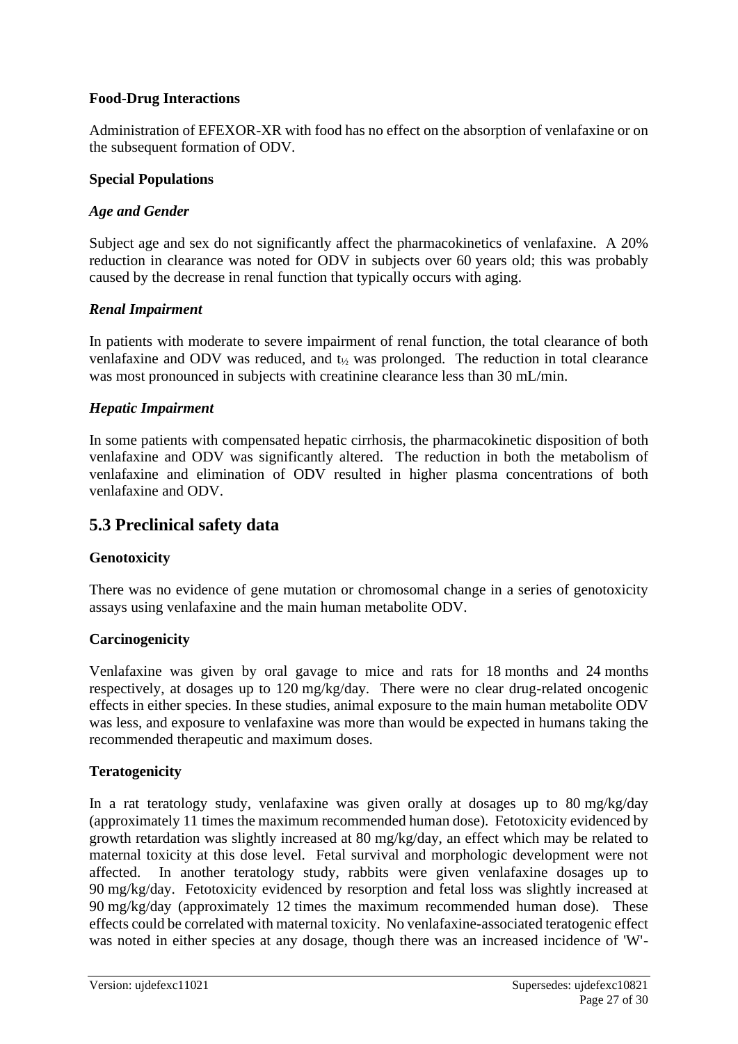**Food-Drug Interactions**

Administration of EFEXOR-XR with food has no effect on the absorption of venlafaxine or on the subsequent formation of ODV.

**Special Populations**

***Age and Gender***

Subject age and sex do not significantly affect the pharmacokinetics of venlafaxine. A 20% reduction in clearance was noted for ODV in subjects over 60 years old; this was probably caused by the decrease in renal function that typically occurs with aging.

***Renal Impairment***

In patients with moderate to severe impairment of renal function, the total clearance of both venlafaxine and ODV was reduced, and $t_{½}$ was prolonged. The reduction in total clearance was most pronounced in subjects with creatinine clearance less than 30 mL/min.

***Hepatic Impairment***

In some patients with compensated hepatic cirrhosis, the pharmacokinetic disposition of both venlafaxine and ODV was significantly altered. The reduction in both the metabolism of venlafaxine and elimination of ODV resulted in higher plasma concentrations of both venlafaxine and ODV.

## 5.3 Preclinical safety data

**Genotoxicity**

There was no evidence of gene mutation or chromosomal change in a series of genotoxicity assays using venlafaxine and the main human metabolite ODV.

**Carcinogenicity**

Venlafaxine was given by oral gavage to mice and rats for 18 months and 24 months respectively, at dosages up to 120 mg/kg/day. There were no clear drug-related oncogenic effects in either species. In these studies, animal exposure to the main human metabolite ODV was less, and exposure to venlafaxine was more than would be expected in humans taking the recommended therapeutic and maximum doses.

**Teratogenicity**

In a rat teratology study, venlafaxine was given orally at dosages up to 80 mg/kg/day (approximately 11 times the maximum recommended human dose). Fetotoxicity evidenced by growth retardation was slightly increased at 80 mg/kg/day, an effect which may be related to maternal toxicity at this dose level. Fetal survival and morphologic development were not affected. In another teratology study, rabbits were given venlafaxine dosages up to 90 mg/kg/day. Fetotoxicity evidenced by resorption and fetal loss was slightly increased at 90 mg/kg/day (approximately 12 times the maximum recommended human dose). These effects could be correlated with maternal toxicity. No venlafaxine-associated teratogenic effect was noted in either species at any dosage, though there was an increased incidence of 'W'-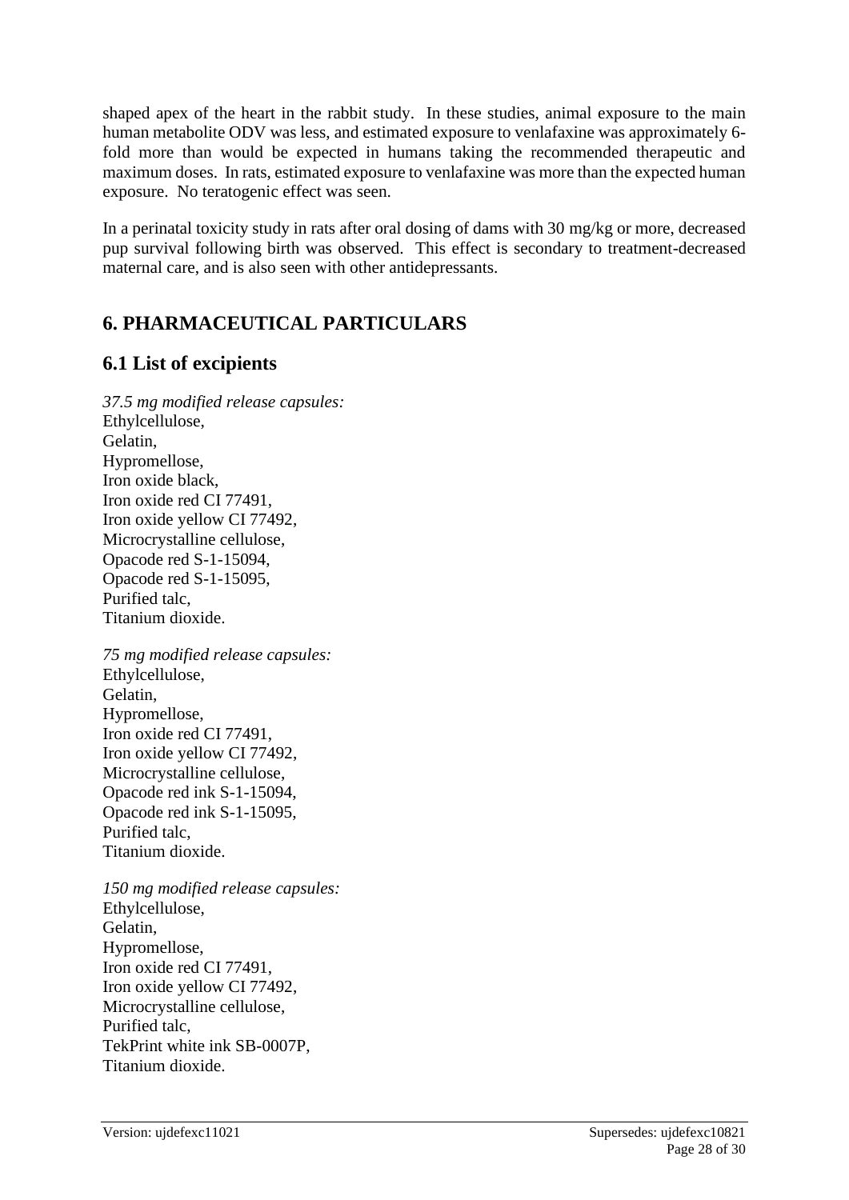shaped apex of the heart in the rabbit study. In these studies, animal exposure to the main human metabolite ODV was less, and estimated exposure to venlafaxine was approximately 6-fold more than would be expected in humans taking the recommended therapeutic and maximum doses. In rats, estimated exposure to venlafaxine was more than the expected human exposure. No teratogenic effect was seen.

In a perinatal toxicity study in rats after oral dosing of dams with 30 mg/kg or more, decreased pup survival following birth was observed. This effect is secondary to treatment-decreased maternal care, and is also seen with other antidepressants.

# 6. PHARMACEUTICAL PARTICULARS

## 6.1 List of excipients

*37.5 mg modified release capsules:*
Ethylcellulose,
Gelatin,
Hypromellose,
Iron oxide black,
Iron oxide red CI 77491,
Iron oxide yellow CI 77492,
Microcrystalline cellulose,
Opacode red S-1-15094,
Opacode red S-1-15095,
Purified talc,
Titanium dioxide.

*75 mg modified release capsules:*
Ethylcellulose,
Gelatin,
Hypromellose,
Iron oxide red CI 77491,
Iron oxide yellow CI 77492,
Microcrystalline cellulose,
Opacode red ink S-1-15094,
Opacode red ink S-1-15095,
Purified talc,
Titanium dioxide.

*150 mg modified release capsules:*
Ethylcellulose,
Gelatin,
Hypromellose,
Iron oxide red CI 77491,
Iron oxide yellow CI 77492,
Microcrystalline cellulose,
Purified talc,
TekPrint white ink SB-0007P,
Titanium dioxide.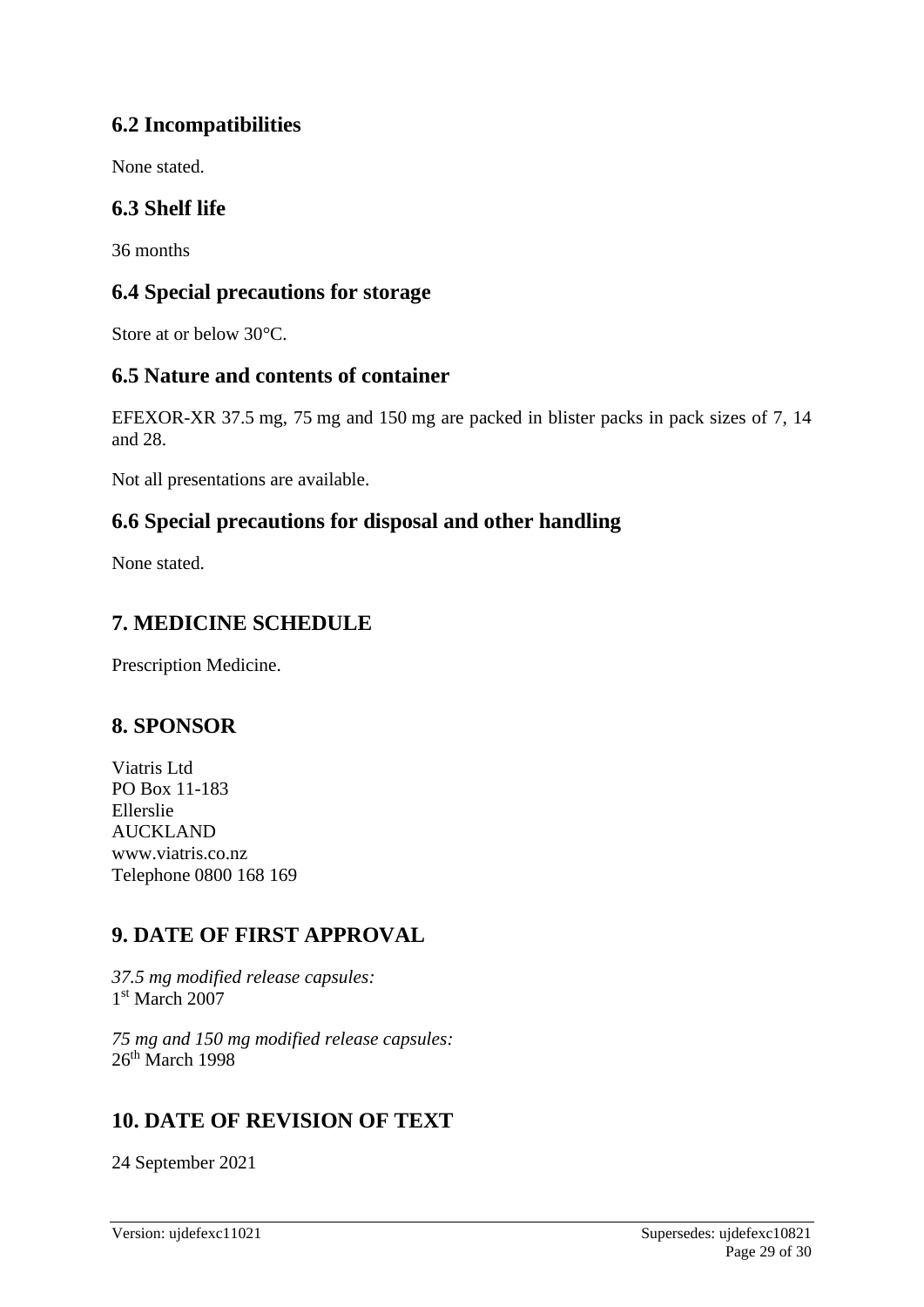## 6.2 Incompatibilities

None stated.

## 6.3 Shelf life

36 months

## 6.4 Special precautions for storage

Store at or below 30°C.

## 6.5 Nature and contents of container

EFEXOR-XR 37.5 mg, 75 mg and 150 mg are packed in blister packs in pack sizes of 7, 14 and 28.

Not all presentations are available.

## 6.6 Special precautions for disposal and other handling

None stated.

# 7. MEDICINE SCHEDULE

Prescription Medicine.

# 8. SPONSOR

Viatris Ltd
PO Box 11-183
Ellerslie
AUCKLAND
www.viatris.co.nz
Telephone 0800 168 169

# 9. DATE OF FIRST APPROVAL

*37.5 mg modified release capsules:*
1st March 2007

*75 mg and 150 mg modified release capsules:*
26th March 1998

# 10. DATE OF REVISION OF TEXT

24 September 2021

Version: ujdefexc11021 Supersedes: ujdefexc10821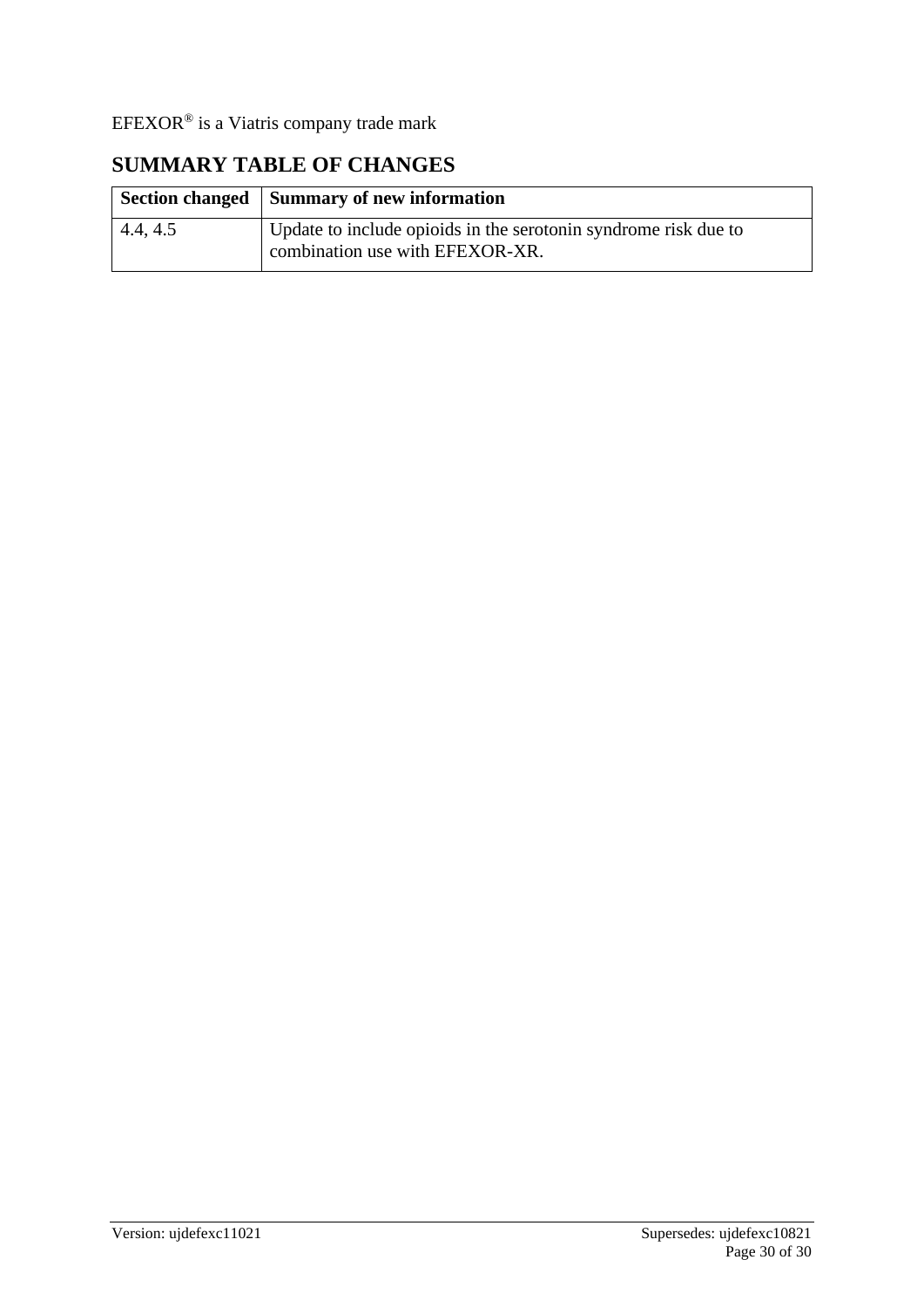EFEXOR® is a Viatris company trade mark

## SUMMARY TABLE OF CHANGES

| Section changed | Summary of new information |
|---|---|
| 4.4, 4.5 | Update to include opioids in the serotonin syndrome risk due to combination use with EFEXOR-XR. |

Version: ujdefexc11021 Supersedes: ujdefexc10821